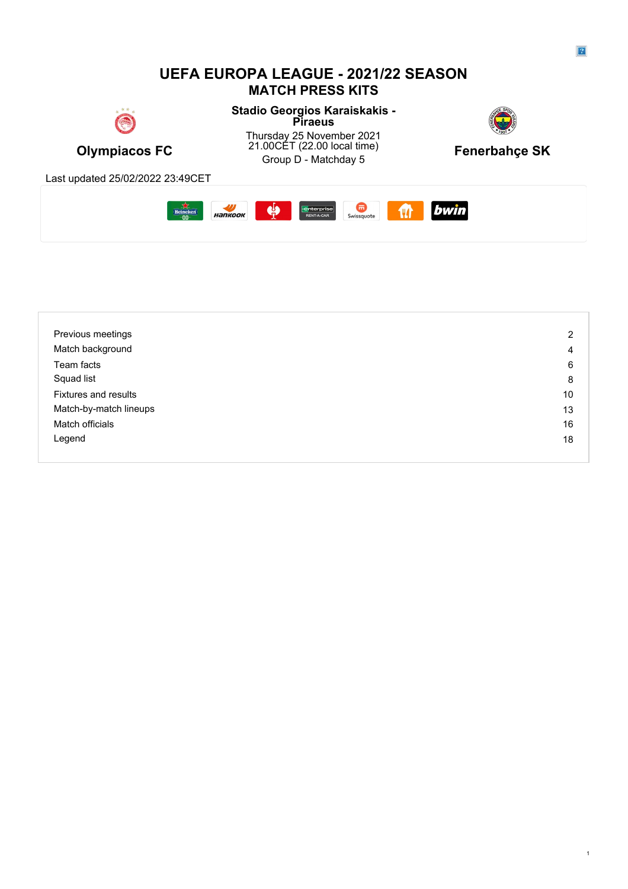# UEFA EUROPA LEAGUE - 2021/22 SEASON

## MATCH PRESS KITS

**Olympiacos FC**

**Stadio Georgios Karaiskakis - Piraeus**

Thursday 25 November 2021
21.00CET (22.00 local time)
Group D - Matchday 5

**Fenerbahçe SK**

Last updated 25/02/2022 23:49CET

| | |
|---|---|
| Previous meetings | 2 |
| Match background | 4 |
| Team facts | 6 |
| Squad list | 8 |
| Fixtures and results | 10 |
| Match-by-match lineups | 13 |
| Match officials | 16 |
| Legend | 18 |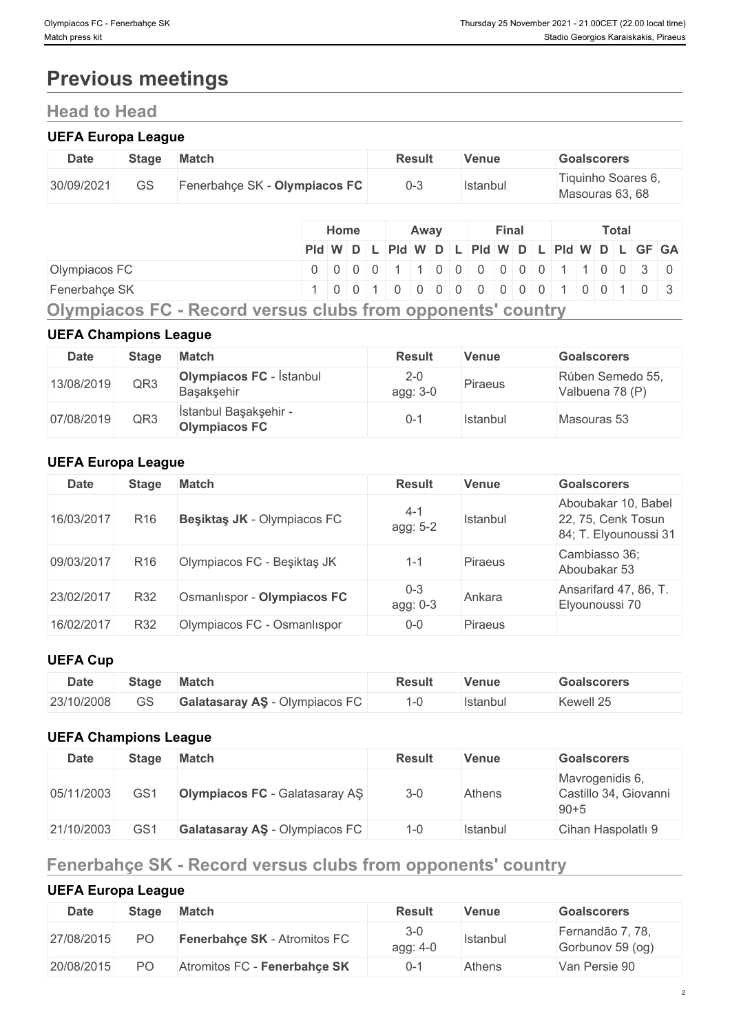# Previous meetings

## Head to Head

### UEFA Europa League

| Date | Stage | Match | Result | Venue | Goalscorers |
|---|---|---|---|---|---|
| 30/09/2021 | GS | Fenerbahçe SK - **Olympiacos FC** | 0-3 | Istanbul | Tiquinho Soares 6, Masouras 63, 68 |

| | Home | | | | Away | | | | Final | | | | Total | | | | | |
|---|---|---|---|---|---|---|---|---|---|---|---|---|---|---|---|---|---|---|
| | Pld | W | D | L | Pld | W | D | L | Pld | W | D | L | Pld | W | D | L | GF | GA |
| Olympiacos FC | 0 | 0 | 0 | 0 | 1 | 1 | 0 | 0 | 0 | 0 | 0 | 0 | 1 | 1 | 0 | 0 | 3 | 0 |
| Fenerbahçe SK | 1 | 0 | 0 | 1 | 0 | 0 | 0 | 0 | 0 | 0 | 0 | 0 | 1 | 0 | 0 | 1 | 0 | 3 |

## Olympiacos FC - Record versus clubs from opponents' country

### UEFA Champions League

| Date | Stage | Match | Result | Venue | Goalscorers |
|---|---|---|---|---|---|
| 13/08/2019 | QR3 | **Olympiacos FC** - İstanbul Başakşehir | 2-0 agg: 3-0 | Piraeus | Rúben Semedo 55, Valbuena 78 (P) |
| 07/08/2019 | QR3 | İstanbul Başakşehir - **Olympiacos FC** | 0-1 | Istanbul | Masouras 53 |

### UEFA Europa League

| Date | Stage | Match | Result | Venue | Goalscorers |
|---|---|---|---|---|---|
| 16/03/2017 | R16 | **Beşiktaş JK** - Olympiacos FC | 4-1 agg: 5-2 | Istanbul | Aboubakar 10, Babel 22, 75, Cenk Tosun 84; T. Elyounoussi 31 |
| 09/03/2017 | R16 | Olympiacos FC - Beşiktaş JK | 1-1 | Piraeus | Cambiasso 36; Aboubakar 53 |
| 23/02/2017 | R32 | Osmanlıspor - **Olympiacos FC** | 0-3 agg: 0-3 | Ankara | Ansarifard 47, 86, T. Elyounoussi 70 |
| 16/02/2017 | R32 | Olympiacos FC - Osmanlıspor | 0-0 | Piraeus | |

### UEFA Cup

| Date | Stage | Match | Result | Venue | Goalscorers |
|---|---|---|---|---|---|
| 23/10/2008 | GS | **Galatasaray AŞ** - Olympiacos FC | 1-0 | Istanbul | Kewell 25 |

### UEFA Champions League

| Date | Stage | Match | Result | Venue | Goalscorers |
|---|---|---|---|---|---|
| 05/11/2003 | GS1 | **Olympiacos FC** - Galatasaray AŞ | 3-0 | Athens | Mavrogenidis 6, Castillo 34, Giovanni 90+5 |
| 21/10/2003 | GS1 | **Galatasaray AŞ** - Olympiacos FC | 1-0 | Istanbul | Cihan Haspolatlı 9 |

## Fenerbahçe SK - Record versus clubs from opponents' country

### UEFA Europa League

| Date | Stage | Match | Result | Venue | Goalscorers |
|---|---|---|---|---|---|
| 27/08/2015 | PO | **Fenerbahçe SK** - Atromitos FC | 3-0 agg: 4-0 | Istanbul | Fernandão 7, 78, Gorbunov 59 (og) |
| 20/08/2015 | PO | Atromitos FC - **Fenerbahçe SK** | 0-1 | Athens | Van Persie 90 |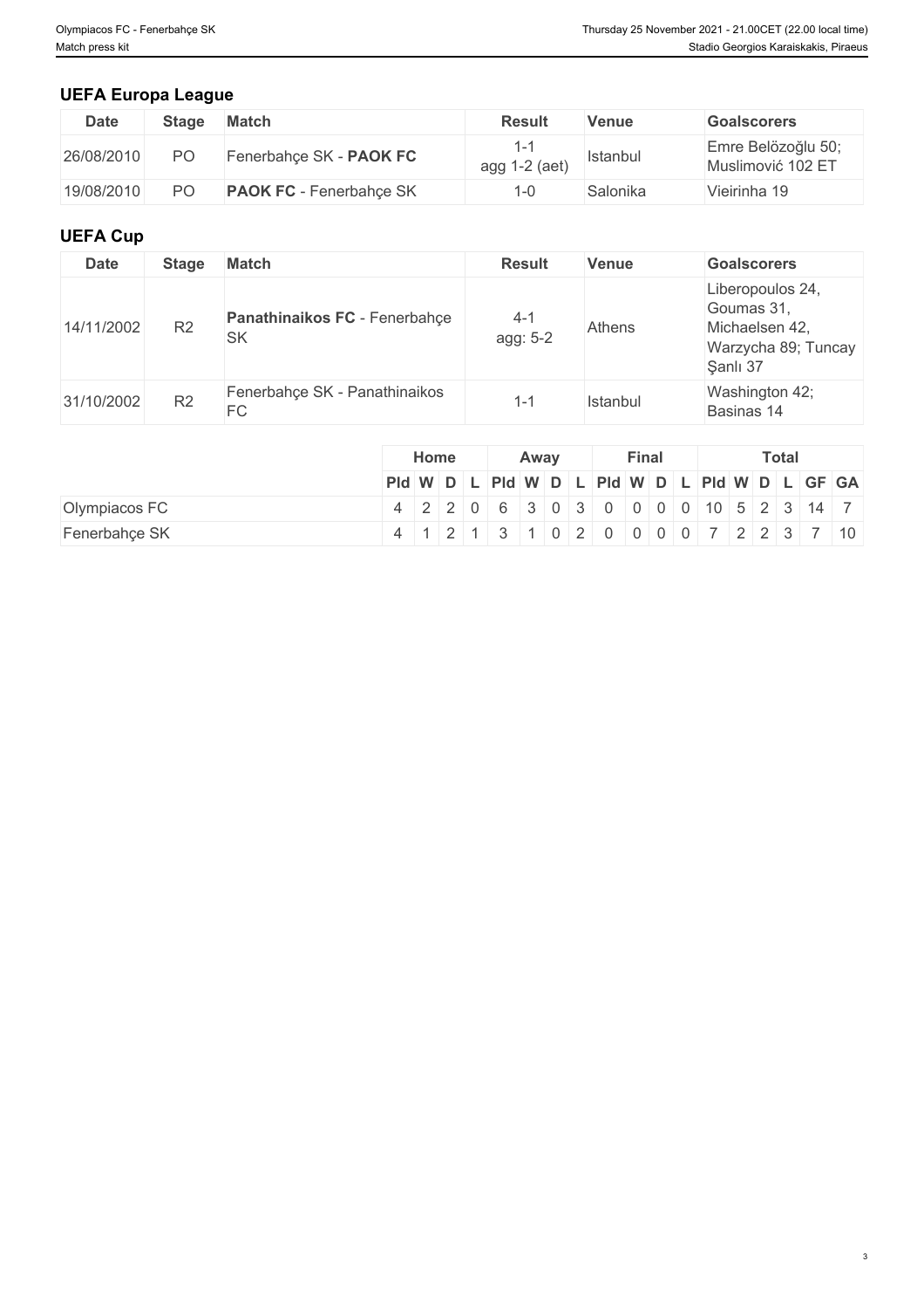## UEFA Europa League

| Date | Stage | Match | Result | Venue | Goalscorers |
|---|---|---|---|---|---|
| 26/08/2010 | PO | Fenerbahçe SK - **PAOK FC** | 1-1 agg 1-2 (aet) | Istanbul | Emre Belözoğlu 50; Muslimović 102 ET |
| 19/08/2010 | PO | **PAOK FC** - Fenerbahçe SK | 1-0 | Salonika | Vieirinha 19 |

## UEFA Cup

| Date | Stage | Match | Result | Venue | Goalscorers |
|---|---|---|---|---|---|
| 14/11/2002 | R2 | **Panathinaikos FC** - Fenerbahçe SK | 4-1 agg: 5-2 | Athens | Liberopoulos 24, Goumas 31, Michaelsen 42, Warzycha 89; Tuncay Şanlı 37 |
| 31/10/2002 | R2 | Fenerbahçe SK - Panathinaikos FC | 1-1 | Istanbul | Washington 42; Basinas 14 |

| | Home | | | | Away | | | | Final | | | | Total | | | | | |
|---|---|---|---|---|---|---|---|---|---|---|---|---|---|---|---|---|---|---|
| | Pld | W | D | L | Pld | W | D | L | Pld | W | D | L | Pld | W | D | L | GF | GA |
| Olympiacos FC | 4 | 2 | 2 | 0 | 6 | 3 | 0 | 3 | 0 | 0 | 0 | 0 | 10 | 5 | 2 | 3 | 14 | 7 |
| Fenerbahçe SK | 4 | 1 | 2 | 1 | 3 | 1 | 0 | 2 | 0 | 0 | 0 | 0 | 7 | 2 | 2 | 3 | 7 | 10 |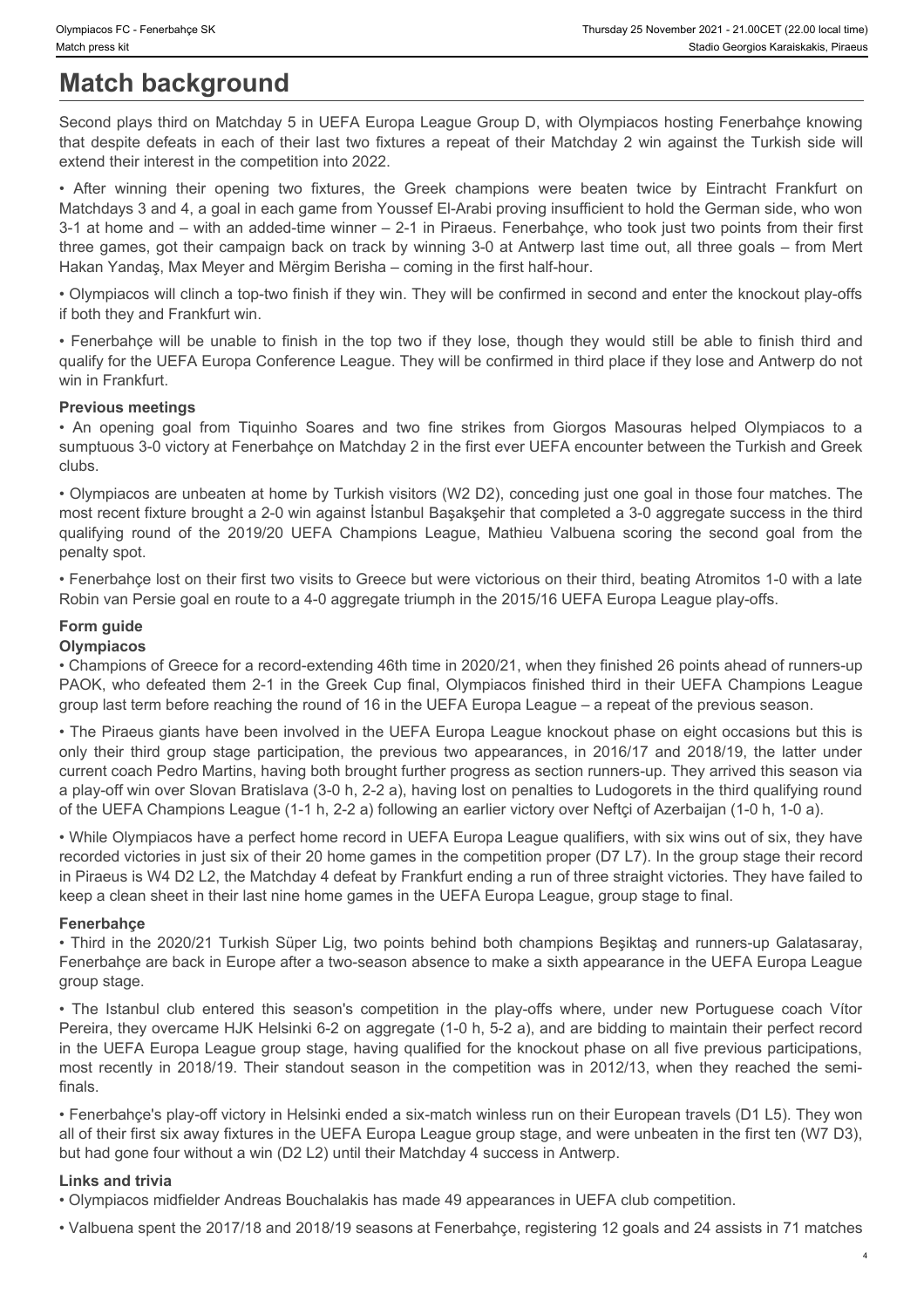# Match background

Second plays third on Matchday 5 in UEFA Europa League Group D, with Olympiacos hosting Fenerbahçe knowing that despite defeats in each of their last two fixtures a repeat of their Matchday 2 win against the Turkish side will extend their interest in the competition into 2022.

• After winning their opening two fixtures, the Greek champions were beaten twice by Eintracht Frankfurt on Matchdays 3 and 4, a goal in each game from Youssef El-Arabi proving insufficient to hold the German side, who won 3-1 at home and – with an added-time winner – 2-1 in Piraeus. Fenerbahçe, who took just two points from their first three games, got their campaign back on track by winning 3-0 at Antwerp last time out, all three goals – from Mert Hakan Yandaş, Max Meyer and Mërgim Berisha – coming in the first half-hour.

• Olympiacos will clinch a top-two finish if they win. They will be confirmed in second and enter the knockout play-offs if both they and Frankfurt win.

• Fenerbahçe will be unable to finish in the top two if they lose, though they would still be able to finish third and qualify for the UEFA Europa Conference League. They will be confirmed in third place if they lose and Antwerp do not win in Frankfurt.

**Previous meetings**

• An opening goal from Tiquinho Soares and two fine strikes from Giorgos Masouras helped Olympiacos to a sumptuous 3-0 victory at Fenerbahçe on Matchday 2 in the first ever UEFA encounter between the Turkish and Greek clubs.

• Olympiacos are unbeaten at home by Turkish visitors (W2 D2), conceding just one goal in those four matches. The most recent fixture brought a 2-0 win against İstanbul Başakşehir that completed a 3-0 aggregate success in the third qualifying round of the 2019/20 UEFA Champions League, Mathieu Valbuena scoring the second goal from the penalty spot.

• Fenerbahçe lost on their first two visits to Greece but were victorious on their third, beating Atromitos 1-0 with a late Robin van Persie goal en route to a 4-0 aggregate triumph in the 2015/16 UEFA Europa League play-offs.

**Form guide**

**Olympiacos**

• Champions of Greece for a record-extending 46th time in 2020/21, when they finished 26 points ahead of runners-up PAOK, who defeated them 2-1 in the Greek Cup final, Olympiacos finished third in their UEFA Champions League group last term before reaching the round of 16 in the UEFA Europa League – a repeat of the previous season.

• The Piraeus giants have been involved in the UEFA Europa League knockout phase on eight occasions but this is only their third group stage participation, the previous two appearances, in 2016/17 and 2018/19, the latter under current coach Pedro Martins, having both brought further progress as section runners-up. They arrived this season via a play-off win over Slovan Bratislava (3-0 h, 2-2 a), having lost on penalties to Ludogorets in the third qualifying round of the UEFA Champions League (1-1 h, 2-2 a) following an earlier victory over Neftçi of Azerbaijan (1-0 h, 1-0 a).

• While Olympiacos have a perfect home record in UEFA Europa League qualifiers, with six wins out of six, they have recorded victories in just six of their 20 home games in the competition proper (D7 L7). In the group stage their record in Piraeus is W4 D2 L2, the Matchday 4 defeat by Frankfurt ending a run of three straight victories. They have failed to keep a clean sheet in their last nine home games in the UEFA Europa League, group stage to final.

**Fenerbahçe**

• Third in the 2020/21 Turkish Süper Lig, two points behind both champions Beşiktaş and runners-up Galatasaray, Fenerbahçe are back in Europe after a two-season absence to make a sixth appearance in the UEFA Europa League group stage.

• The Istanbul club entered this season's competition in the play-offs where, under new Portuguese coach Vítor Pereira, they overcame HJK Helsinki 6-2 on aggregate (1-0 h, 5-2 a), and are bidding to maintain their perfect record in the UEFA Europa League group stage, having qualified for the knockout phase on all five previous participations, most recently in 2018/19. Their standout season in the competition was in 2012/13, when they reached the semi-finals.

• Fenerbahçe's play-off victory in Helsinki ended a six-match winless run on their European travels (D1 L5). They won all of their first six away fixtures in the UEFA Europa League group stage, and were unbeaten in the first ten (W7 D3), but had gone four without a win (D2 L2) until their Matchday 4 success in Antwerp.

**Links and trivia**

• Olympiacos midfielder Andreas Bouchalakis has made 49 appearances in UEFA club competition.

• Valbuena spent the 2017/18 and 2018/19 seasons at Fenerbahçe, registering 12 goals and 24 assists in 71 matches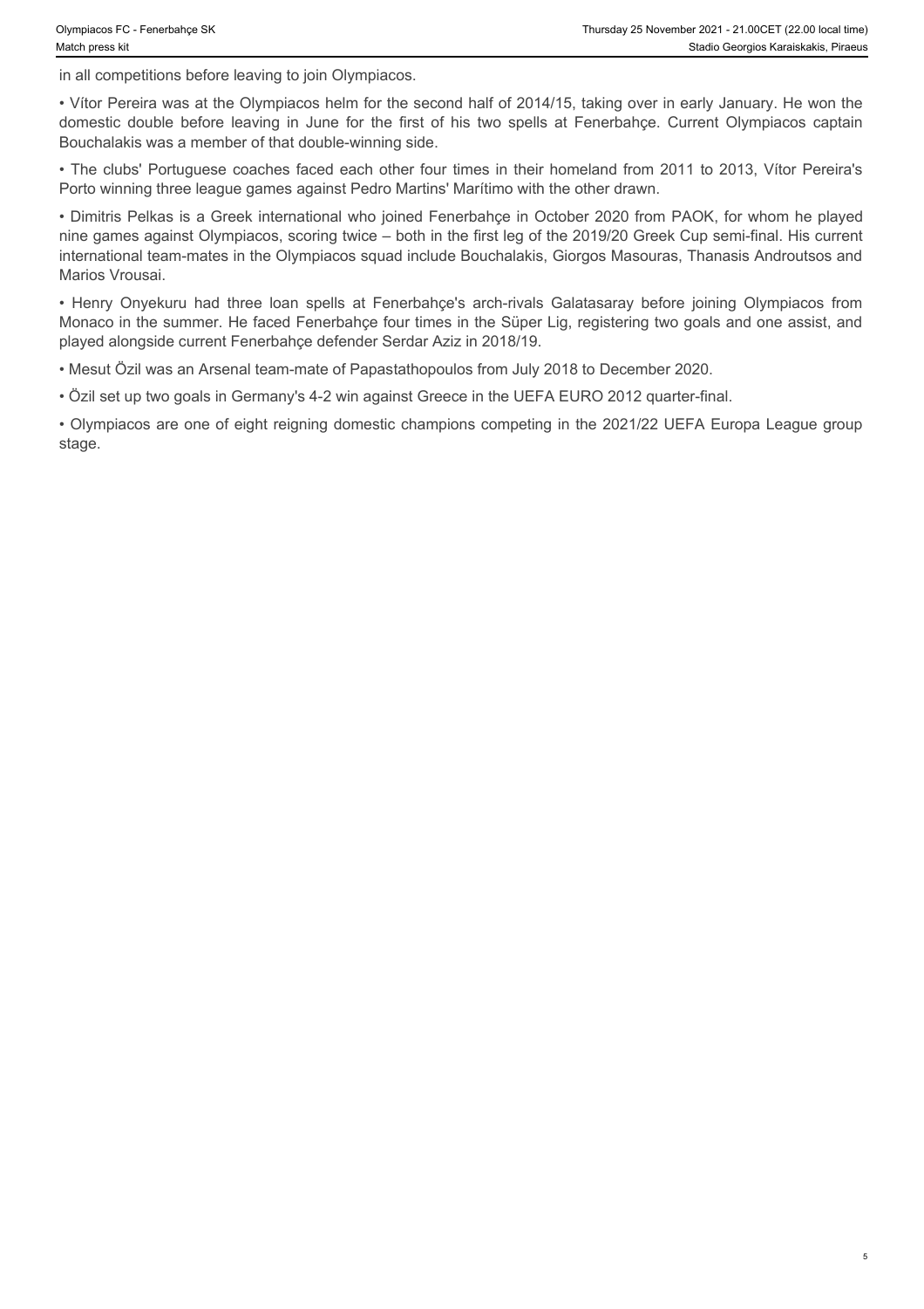in all competitions before leaving to join Olympiacos.

- Vítor Pereira was at the Olympiacos helm for the second half of 2014/15, taking over in early January. He won the domestic double before leaving in June for the first of his two spells at Fenerbahçe. Current Olympiacos captain Bouchalakis was a member of that double-winning side.
- The clubs' Portuguese coaches faced each other four times in their homeland from 2011 to 2013, Vítor Pereira's Porto winning three league games against Pedro Martins' Marítimo with the other drawn.
- Dimitris Pelkas is a Greek international who joined Fenerbahçe in October 2020 from PAOK, for whom he played nine games against Olympiacos, scoring twice – both in the first leg of the 2019/20 Greek Cup semi-final. His current international team-mates in the Olympiacos squad include Bouchalakis, Giorgos Masouras, Thanasis Androutsos and Marios Vrousai.
- Henry Onyekuru had three loan spells at Fenerbahçe's arch-rivals Galatasaray before joining Olympiacos from Monaco in the summer. He faced Fenerbahçe four times in the Süper Lig, registering two goals and one assist, and played alongside current Fenerbahçe defender Serdar Aziz in 2018/19.
- Mesut Özil was an Arsenal team-mate of Papastathopoulos from July 2018 to December 2020.
- Özil set up two goals in Germany's 4-2 win against Greece in the UEFA EURO 2012 quarter-final.
- Olympiacos are one of eight reigning domestic champions competing in the 2021/22 UEFA Europa League group stage.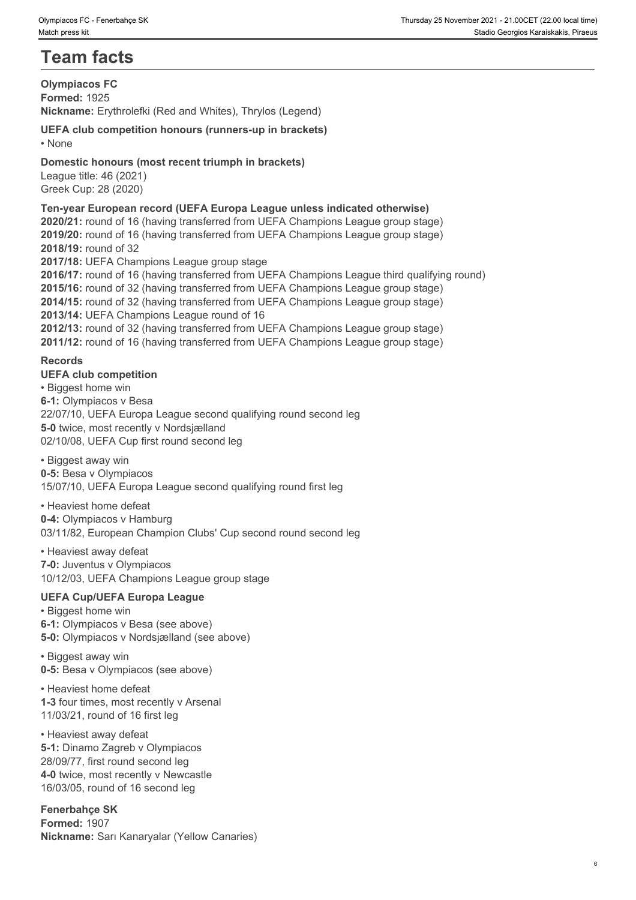# Team facts

**Olympiacos FC**
**Formed:** 1925
**Nickname:** Erythrolefki (Red and Whites), Thrylos (Legend)

**UEFA club competition honours (runners-up in brackets)**
• None

**Domestic honours (most recent triumph in brackets)**
League title: 46 (2021)
Greek Cup: 28 (2020)

**Ten-year European record (UEFA Europa League unless indicated otherwise)**
**2020/21:** round of 16 (having transferred from UEFA Champions League group stage)
**2019/20:** round of 16 (having transferred from UEFA Champions League group stage)
**2018/19:** round of 32
**2017/18:** UEFA Champions League group stage
**2016/17:** round of 16 (having transferred from UEFA Champions League third qualifying round)
**2015/16:** round of 32 (having transferred from UEFA Champions League group stage)
**2014/15:** round of 32 (having transferred from UEFA Champions League group stage)
**2013/14:** UEFA Champions League round of 16
**2012/13:** round of 32 (having transferred from UEFA Champions League group stage)
**2011/12:** round of 16 (having transferred from UEFA Champions League group stage)

**Records**

**UEFA club competition**

• Biggest home win
**6-1:** Olympiacos v Besa
22/07/10, UEFA Europa League second qualifying round second leg
**5-0** twice, most recently v Nordsjælland
02/10/08, UEFA Cup first round second leg

• Biggest away win
**0-5:** Besa v Olympiacos
15/07/10, UEFA Europa League second qualifying round first leg

• Heaviest home defeat
**0-4:** Olympiacos v Hamburg
03/11/82, European Champion Clubs' Cup second round second leg

• Heaviest away defeat
**7-0:** Juventus v Olympiacos
10/12/03, UEFA Champions League group stage

**UEFA Cup/UEFA Europa League**

• Biggest home win
**6-1:** Olympiacos v Besa (see above)
**5-0:** Olympiacos v Nordsjælland (see above)

• Biggest away win
**0-5:** Besa v Olympiacos (see above)

• Heaviest home defeat
**1-3** four times, most recently v Arsenal
11/03/21, round of 16 first leg

• Heaviest away defeat
**5-1:** Dinamo Zagreb v Olympiacos
28/09/77, first round second leg
**4-0** twice, most recently v Newcastle
16/03/05, round of 16 second leg

**Fenerbahçe SK**
**Formed:** 1907
**Nickname:** Sarı Kanaryalar (Yellow Canaries)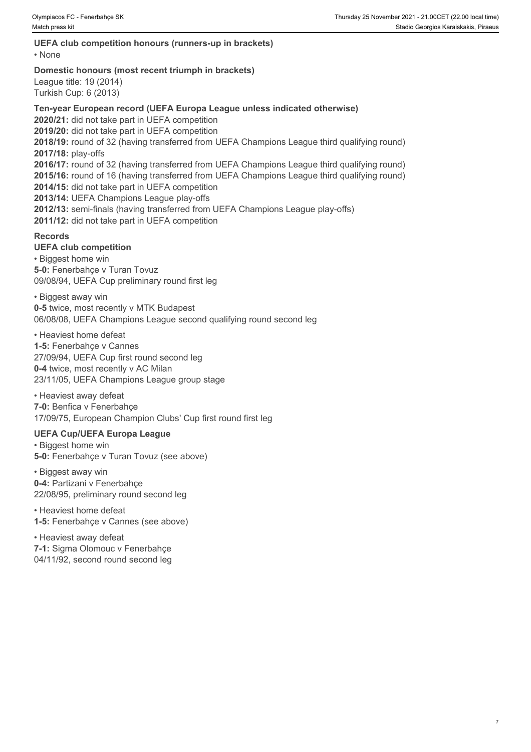### UEFA club competition honours (runners-up in brackets)

• None

### Domestic honours (most recent triumph in brackets)

League title: 19 (2014)
Turkish Cup: 6 (2013)

### Ten-year European record (UEFA Europa League unless indicated otherwise)

**2020/21:** did not take part in UEFA competition
**2019/20:** did not take part in UEFA competition
**2018/19:** round of 32 (having transferred from UEFA Champions League third qualifying round)
**2017/18:** play-offs
**2016/17:** round of 32 (having transferred from UEFA Champions League third qualifying round)
**2015/16:** round of 16 (having transferred from UEFA Champions League third qualifying round)
**2014/15:** did not take part in UEFA competition
**2013/14:** UEFA Champions League play-offs
**2012/13:** semi-finals (having transferred from UEFA Champions League play-offs)
**2011/12:** did not take part in UEFA competition

### Records

#### UEFA club competition

• Biggest home win
**5-0:** Fenerbahçe v Turan Tovuz
09/08/94, UEFA Cup preliminary round first leg

• Biggest away win
**0-5** twice, most recently v MTK Budapest
06/08/08, UEFA Champions League second qualifying round second leg

• Heaviest home defeat
**1-5:** Fenerbahçe v Cannes
27/09/94, UEFA Cup first round second leg
**0-4** twice, most recently v AC Milan
23/11/05, UEFA Champions League group stage

• Heaviest away defeat
**7-0:** Benfica v Fenerbahçe
17/09/75, European Champion Clubs' Cup first round first leg

#### UEFA Cup/UEFA Europa League

• Biggest home win
**5-0:** Fenerbahçe v Turan Tovuz (see above)

• Biggest away win
**0-4:** Partizani v Fenerbahçe
22/08/95, preliminary round second leg

• Heaviest home defeat
**1-5:** Fenerbahçe v Cannes (see above)

• Heaviest away defeat
**7-1:** Sigma Olomouc v Fenerbahçe
04/11/92, second round second leg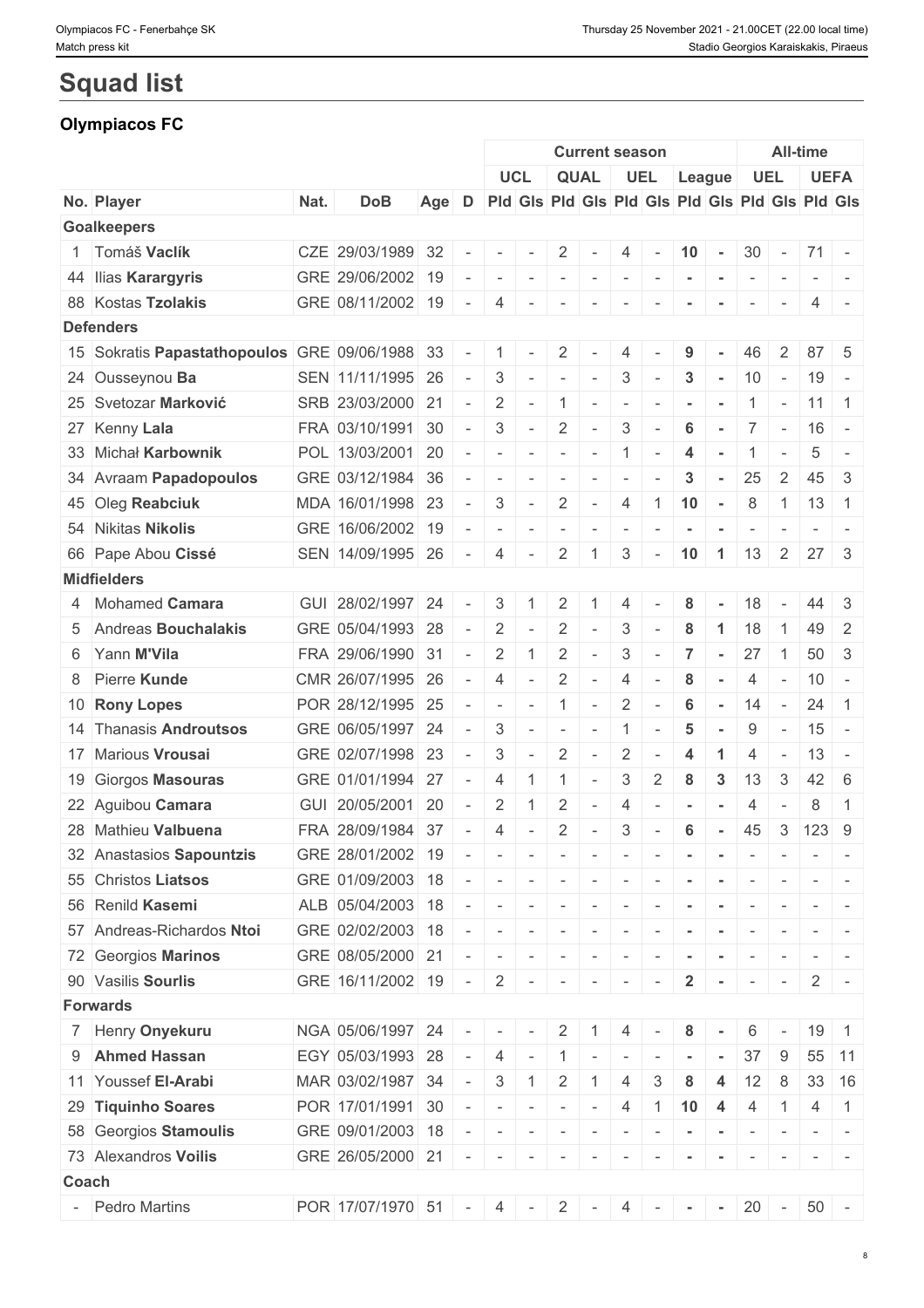# Squad list

## Olympiacos FC

| | | | | | | Current season | | | | | | | | All-time | | | |
|---|---|---|---|---|---|---|---|---|---|---|---|---|---|---|---|---|---|
| | | | | | | UCL | | QUAL | | UEL | | League | | UEL | | UEFA | |
| No. | Player | Nat. | DoB | Age | D | Pld | Gls | Pld | Gls | Pld | Gls | Pld | Gls | Pld | Gls | Pld | Gls |
| **Goalkeepers** | | | | | | | | | | | | | | | | | |
| 1 | Tomáš **Vaclík** | CZE | 29/03/1989 | 32 | - | - | - | 2 | - | 4 | - | **10** | **-** | 30 | - | 71 | - |
| 44 | Ilias **Karargyris** | GRE | 29/06/2002 | 19 | - | - | - | - | - | - | - | **-** | **-** | - | - | - | - |
| 88 | Kostas **Tzolakis** | GRE | 08/11/2002 | 19 | - | 4 | - | - | - | - | - | **-** | **-** | - | - | 4 | - |
| **Defenders** | | | | | | | | | | | | | | | | | |
| 15 | Sokratis **Papastathopoulos** | GRE | 09/06/1988 | 33 | - | 1 | - | 2 | - | 4 | - | **9** | **-** | 46 | 2 | 87 | 5 |
| 24 | Ousseynou **Ba** | SEN | 11/11/1995 | 26 | - | 3 | - | - | - | 3 | - | **3** | **-** | 10 | - | 19 | - |
| 25 | Svetozar **Marković** | SRB | 23/03/2000 | 21 | - | 2 | - | 1 | - | - | - | **-** | **-** | 1 | - | 11 | 1 |
| 27 | Kenny **Lala** | FRA | 03/10/1991 | 30 | - | 3 | - | 2 | - | 3 | - | **6** | **-** | 7 | - | 16 | - |
| 33 | Michał **Karbownik** | POL | 13/03/2001 | 20 | - | - | - | - | - | 1 | - | **4** | **-** | 1 | - | 5 | - |
| 34 | Avraam **Papadopoulos** | GRE | 03/12/1984 | 36 | - | - | - | - | - | - | - | **3** | **-** | 25 | 2 | 45 | 3 |
| 45 | Oleg **Reabciuk** | MDA | 16/01/1998 | 23 | - | 3 | - | 2 | - | 4 | 1 | **10** | **-** | 8 | 1 | 13 | 1 |
| 54 | Nikitas **Nikolis** | GRE | 16/06/2002 | 19 | - | - | - | - | - | - | - | **-** | **-** | - | - | - | - |
| 66 | Pape Abou **Cissé** | SEN | 14/09/1995 | 26 | - | 4 | - | 2 | 1 | 3 | - | **10** | **1** | 13 | 2 | 27 | 3 |
| **Midfielders** | | | | | | | | | | | | | | | | | |
| 4 | Mohamed **Camara** | GUI | 28/02/1997 | 24 | - | 3 | 1 | 2 | 1 | 4 | - | **8** | **-** | 18 | - | 44 | 3 |
| 5 | Andreas **Bouchalakis** | GRE | 05/04/1993 | 28 | - | 2 | - | 2 | - | 3 | - | **8** | **1** | 18 | 1 | 49 | 2 |
| 6 | Yann **M'Vila** | FRA | 29/06/1990 | 31 | - | 2 | 1 | 2 | - | 3 | - | **7** | **-** | 27 | 1 | 50 | 3 |
| 8 | Pierre **Kunde** | CMR | 26/07/1995 | 26 | - | 4 | - | 2 | - | 4 | - | **8** | **-** | 4 | - | 10 | - |
| 10 | **Rony Lopes** | POR | 28/12/1995 | 25 | - | - | - | 1 | - | 2 | - | **6** | **-** | 14 | - | 24 | 1 |
| 14 | Thanasis **Androutsos** | GRE | 06/05/1997 | 24 | - | 3 | - | - | - | 1 | - | **5** | **-** | 9 | - | 15 | - |
| 17 | Marious **Vrousai** | GRE | 02/07/1998 | 23 | - | 3 | - | 2 | - | 2 | - | **4** | **1** | 4 | - | 13 | - |
| 19 | Giorgos **Masouras** | GRE | 01/01/1994 | 27 | - | 4 | 1 | 1 | - | 3 | 2 | **8** | **3** | 13 | 3 | 42 | 6 |
| 22 | Aguibou **Camara** | GUI | 20/05/2001 | 20 | - | 2 | 1 | 2 | - | 4 | - | **-** | **-** | 4 | - | 8 | 1 |
| 28 | Mathieu **Valbuena** | FRA | 28/09/1984 | 37 | - | 4 | - | 2 | - | 3 | - | **6** | **-** | 45 | 3 | 123 | 9 |
| 32 | Anastasios **Sapountzis** | GRE | 28/01/2002 | 19 | - | - | - | - | - | - | - | **-** | **-** | - | - | - | - |
| 55 | Christos **Liatsos** | GRE | 01/09/2003 | 18 | - | - | - | - | - | - | - | **-** | **-** | - | - | - | - |
| 56 | Renild **Kasemi** | ALB | 05/04/2003 | 18 | - | - | - | - | - | - | - | **-** | **-** | - | - | - | - |
| 57 | Andreas-Richardos **Ntoi** | GRE | 02/02/2003 | 18 | - | - | - | - | - | - | - | **-** | **-** | - | - | - | - |
| 72 | Georgios **Marinos** | GRE | 08/05/2000 | 21 | - | - | - | - | - | - | - | **-** | **-** | - | - | - | - |
| 90 | Vasilis **Sourlis** | GRE | 16/11/2002 | 19 | - | 2 | - | - | - | - | - | **2** | **-** | - | - | 2 | - |
| **Forwards** | | | | | | | | | | | | | | | | | |
| 7 | Henry **Onyekuru** | NGA | 05/06/1997 | 24 | - | - | - | 2 | 1 | 4 | - | **8** | **-** | 6 | - | 19 | 1 |
| 9 | **Ahmed Hassan** | EGY | 05/03/1993 | 28 | - | 4 | - | 1 | - | - | - | **-** | **-** | 37 | 9 | 55 | 11 |
| 11 | Youssef **El-Arabi** | MAR | 03/02/1987 | 34 | - | 3 | 1 | 2 | 1 | 4 | 3 | **8** | **4** | 12 | 8 | 33 | 16 |
| 29 | **Tiquinho Soares** | POR | 17/01/1991 | 30 | - | - | - | - | - | 4 | 1 | **10** | **4** | 4 | 1 | 4 | 1 |
| 58 | Georgios **Stamoulis** | GRE | 09/01/2003 | 18 | - | - | - | - | - | - | - | **-** | **-** | - | - | - | - |
| 73 | Alexandros **Voilis** | GRE | 26/05/2000 | 21 | - | - | - | - | - | - | - | **-** | **-** | - | - | - | - |
| **Coach** | | | | | | | | | | | | | | | | | |
| - | Pedro Martins | POR | 17/07/1970 | 51 | - | 4 | - | 2 | - | 4 | - | **-** | **-** | 20 | - | 50 | - |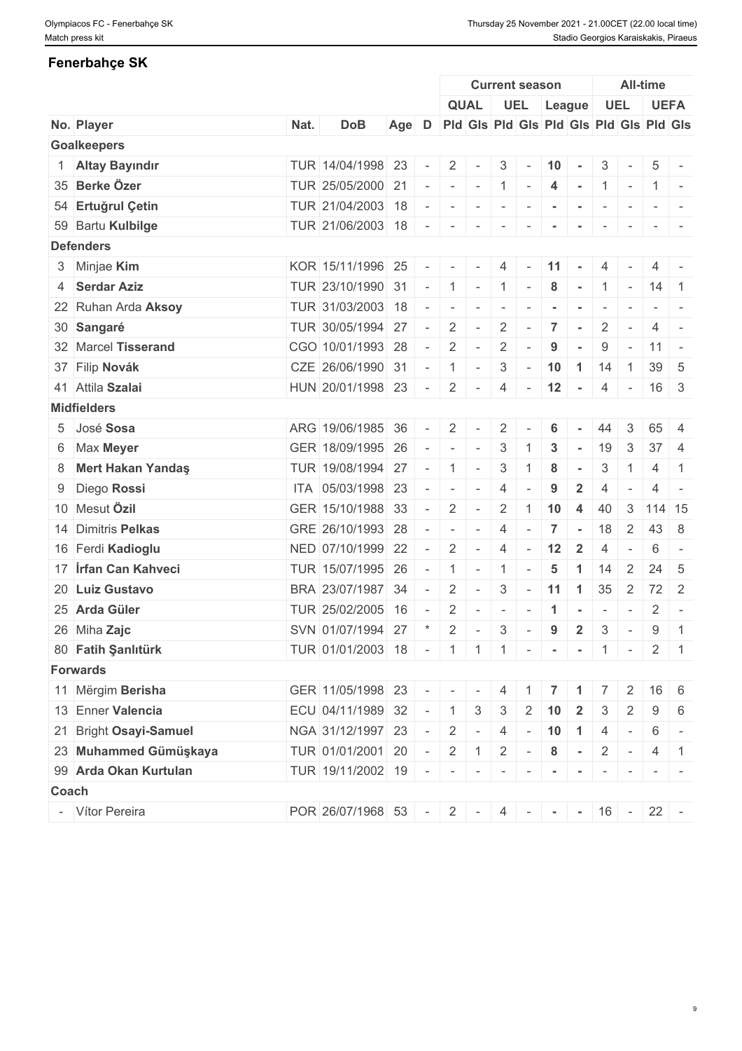## Fenerbahçe SK

| | | | | | Current season | | | | | | All-time | | | |
|---|---|---|---|---|---|---|---|---|---|---|---|---|---|---|
| | | | | | QUAL | | UEL | | League | | UEL | | UEFA | |
| No. Player | Nat. | DoB | Age | D | Pld | Gls | Pld | Gls | Pld | Gls | Pld | Gls | Pld | Gls |
| **Goalkeepers** | | | | | | | | | | | | | | |
| 1 **Altay Bayındır** | TUR | 14/04/1998 | 23 | - | 2 | - | 3 | - | **10** | **-** | 3 | - | 5 | - |
| 35 **Berke Özer** | TUR | 25/05/2000 | 21 | - | - | - | 1 | - | **4** | **-** | 1 | - | 1 | - |
| 54 **Ertuğrul Çetin** | TUR | 21/04/2003 | 18 | - | - | - | - | - | **-** | **-** | - | - | - | - |
| 59 Bartu **Kulbilge** | TUR | 21/06/2003 | 18 | - | - | - | - | - | **-** | **-** | - | - | - | - |
| **Defenders** | | | | | | | | | | | | | | |
| 3 Minjae **Kim** | KOR | 15/11/1996 | 25 | - | - | - | 4 | - | **11** | **-** | 4 | - | 4 | - |
| 4 **Serdar Aziz** | TUR | 23/10/1990 | 31 | - | 1 | - | 1 | - | **8** | **-** | 1 | - | 14 | 1 |
| 22 Ruhan Arda **Aksoy** | TUR | 31/03/2003 | 18 | - | - | - | - | - | **-** | **-** | - | - | - | - |
| 30 **Sangaré** | TUR | 30/05/1994 | 27 | - | 2 | - | 2 | - | **7** | **-** | 2 | - | 4 | - |
| 32 Marcel **Tisserand** | CGO | 10/01/1993 | 28 | - | 2 | - | 2 | - | **9** | **-** | 9 | - | 11 | - |
| 37 Filip **Novák** | CZE | 26/06/1990 | 31 | - | 1 | - | 3 | - | **10** | **1** | 14 | 1 | 39 | 5 |
| 41 Attila **Szalai** | HUN | 20/01/1998 | 23 | - | 2 | - | 4 | - | **12** | **-** | 4 | - | 16 | 3 |
| **Midfielders** | | | | | | | | | | | | | | |
| 5 José **Sosa** | ARG | 19/06/1985 | 36 | - | 2 | - | 2 | - | **6** | **-** | 44 | 3 | 65 | 4 |
| 6 Max **Meyer** | GER | 18/09/1995 | 26 | - | - | - | 3 | 1 | **3** | **-** | 19 | 3 | 37 | 4 |
| 8 **Mert Hakan Yandaş** | TUR | 19/08/1994 | 27 | - | 1 | - | 3 | 1 | **8** | **-** | 3 | 1 | 4 | 1 |
| 9 Diego **Rossi** | ITA | 05/03/1998 | 23 | - | - | - | 4 | - | **9** | **2** | 4 | - | 4 | - |
| 10 Mesut **Özil** | GER | 15/10/1988 | 33 | - | 2 | - | 2 | 1 | **10** | **4** | 40 | 3 | 114 | 15 |
| 14 Dimitris **Pelkas** | GRE | 26/10/1993 | 28 | - | - | - | 4 | - | **7** | **-** | 18 | 2 | 43 | 8 |
| 16 Ferdi **Kadioglu** | NED | 07/10/1999 | 22 | - | 2 | - | 4 | - | **12** | **2** | 4 | - | 6 | - |
| 17 **İrfan Can Kahveci** | TUR | 15/07/1995 | 26 | - | 1 | - | 1 | - | **5** | **1** | 14 | 2 | 24 | 5 |
| 20 **Luiz Gustavo** | BRA | 23/07/1987 | 34 | - | 2 | - | 3 | - | **11** | **1** | 35 | 2 | 72 | 2 |
| 25 **Arda Güler** | TUR | 25/02/2005 | 16 | - | 2 | - | - | - | **1** | **-** | - | - | 2 | - |
| 26 Miha **Zajc** | SVN | 01/07/1994 | 27 | * | 2 | - | 3 | - | **9** | **2** | 3 | - | 9 | 1 |
| 80 **Fatih Şanlıtürk** | TUR | 01/01/2003 | 18 | - | 1 | 1 | 1 | - | **-** | **-** | 1 | - | 2 | 1 |
| **Forwards** | | | | | | | | | | | | | | |
| 11 Mërgim **Berisha** | GER | 11/05/1998 | 23 | - | - | - | 4 | 1 | **7** | **1** | 7 | 2 | 16 | 6 |
| 13 Enner **Valencia** | ECU | 04/11/1989 | 32 | - | 1 | 3 | 3 | 2 | **10** | **2** | 3 | 2 | 9 | 6 |
| 21 Bright **Osayi-Samuel** | NGA | 31/12/1997 | 23 | - | 2 | - | 4 | - | **10** | **1** | 4 | - | 6 | - |
| 23 **Muhammed Gümüşkaya** | TUR | 01/01/2001 | 20 | - | 2 | 1 | 2 | - | **8** | **-** | 2 | - | 4 | 1 |
| 99 **Arda Okan Kurtulan** | TUR | 19/11/2002 | 19 | - | - | - | - | - | **-** | **-** | - | - | - | - |
| **Coach** | | | | | | | | | | | | | | |
| - Vítor Pereira | POR | 26/07/1968 | 53 | - | 2 | - | 4 | - | **-** | **-** | 16 | - | 22 | - |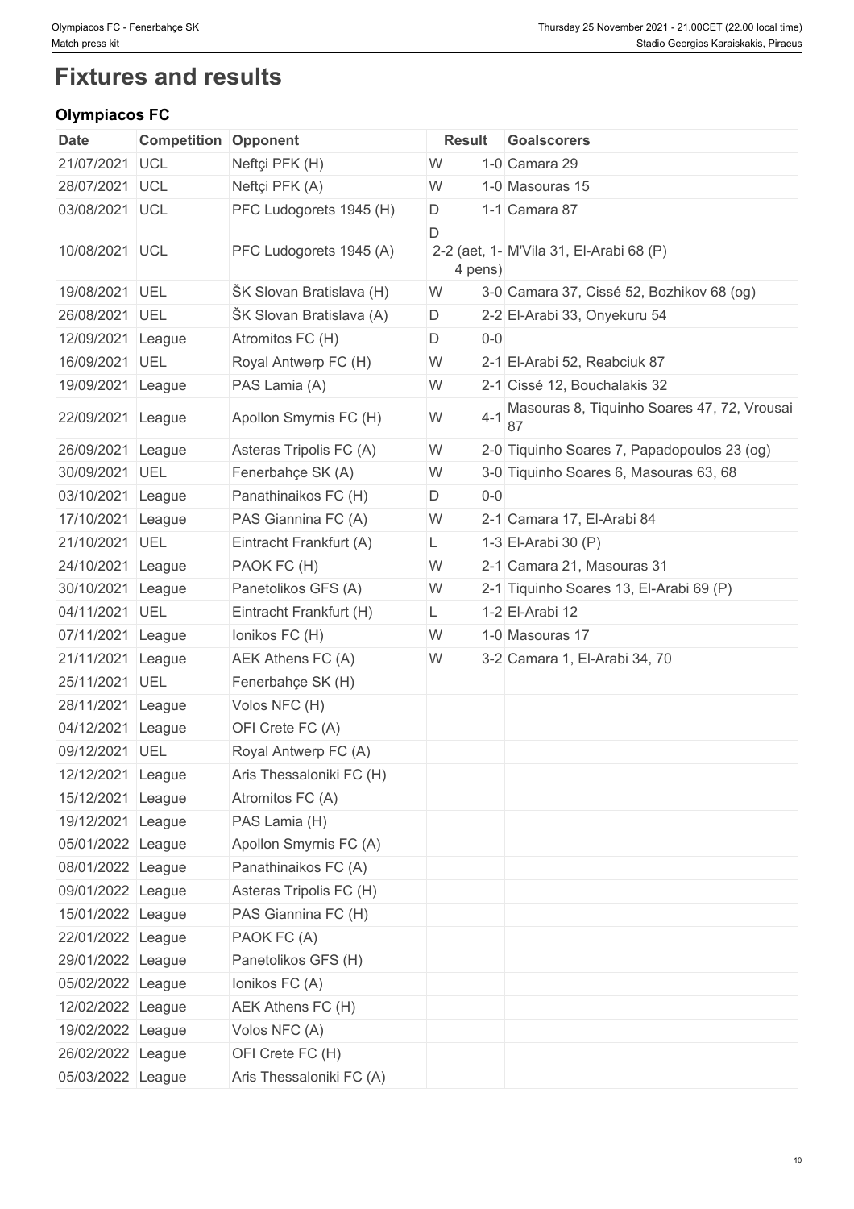# Fixtures and results

## Olympiacos FC

| Date | Competition | Opponent | Result | | Goalscorers |
|---|---|---|---|---|---|
| 21/07/2021 | UCL | Neftçi PFK (H) | W | 1-0 | Camara 29 |
| 28/07/2021 | UCL | Neftçi PFK (A) | W | 1-0 | Masouras 15 |
| 03/08/2021 | UCL | PFC Ludogorets 1945 (H) | D | 1-1 | Camara 87 |
| 10/08/2021 | UCL | PFC Ludogorets 1945 (A) | D | 2-2 (aet, 1-4 pens) | M'Vila 31, El-Arabi 68 (P) |
| 19/08/2021 | UEL | ŠK Slovan Bratislava (H) | W | 3-0 | Camara 37, Cissé 52, Bozhikov 68 (og) |
| 26/08/2021 | UEL | ŠK Slovan Bratislava (A) | D | 2-2 | El-Arabi 33, Onyekuru 54 |
| 12/09/2021 | League | Atromitos FC (H) | D | 0-0 | |
| 16/09/2021 | UEL | Royal Antwerp FC (H) | W | 2-1 | El-Arabi 52, Reabciuk 87 |
| 19/09/2021 | League | PAS Lamia (A) | W | 2-1 | Cissé 12, Bouchalakis 32 |
| 22/09/2021 | League | Apollon Smyrnis FC (H) | W | 4-1 | Masouras 8, Tiquinho Soares 47, 72, Vrousai 87 |
| 26/09/2021 | League | Asteras Tripolis FC (A) | W | 2-0 | Tiquinho Soares 7, Papadopoulos 23 (og) |
| 30/09/2021 | UEL | Fenerbahçe SK (A) | W | 3-0 | Tiquinho Soares 6, Masouras 63, 68 |
| 03/10/2021 | League | Panathinaikos FC (H) | D | 0-0 | |
| 17/10/2021 | League | PAS Giannina FC (A) | W | 2-1 | Camara 17, El-Arabi 84 |
| 21/10/2021 | UEL | Eintracht Frankfurt (A) | L | 1-3 | El-Arabi 30 (P) |
| 24/10/2021 | League | PAOK FC (H) | W | 2-1 | Camara 21, Masouras 31 |
| 30/10/2021 | League | Panetolikos GFS (A) | W | 2-1 | Tiquinho Soares 13, El-Arabi 69 (P) |
| 04/11/2021 | UEL | Eintracht Frankfurt (H) | L | 1-2 | El-Arabi 12 |
| 07/11/2021 | League | Ionikos FC (H) | W | 1-0 | Masouras 17 |
| 21/11/2021 | League | AEK Athens FC (A) | W | 3-2 | Camara 1, El-Arabi 34, 70 |
| 25/11/2021 | UEL | Fenerbahçe SK (H) | | | |
| 28/11/2021 | League | Volos NFC (H) | | | |
| 04/12/2021 | League | OFI Crete FC (A) | | | |
| 09/12/2021 | UEL | Royal Antwerp FC (A) | | | |
| 12/12/2021 | League | Aris Thessaloniki FC (H) | | | |
| 15/12/2021 | League | Atromitos FC (A) | | | |
| 19/12/2021 | League | PAS Lamia (H) | | | |
| 05/01/2022 | League | Apollon Smyrnis FC (A) | | | |
| 08/01/2022 | League | Panathinaikos FC (A) | | | |
| 09/01/2022 | League | Asteras Tripolis FC (H) | | | |
| 15/01/2022 | League | PAS Giannina FC (H) | | | |
| 22/01/2022 | League | PAOK FC (A) | | | |
| 29/01/2022 | League | Panetolikos GFS (H) | | | |
| 05/02/2022 | League | Ionikos FC (A) | | | |
| 12/02/2022 | League | AEK Athens FC (H) | | | |
| 19/02/2022 | League | Volos NFC (A) | | | |
| 26/02/2022 | League | OFI Crete FC (H) | | | |
| 05/03/2022 | League | Aris Thessaloniki FC (A) | | | |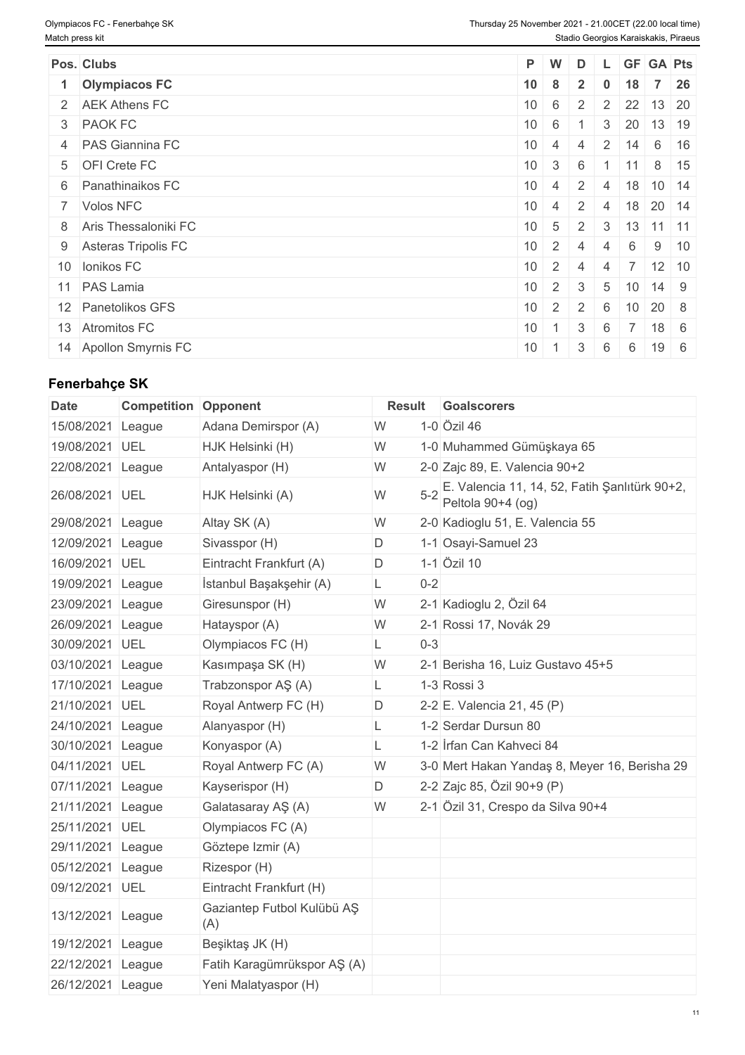| Pos. | Clubs | P | W | D | L | GF | GA | Pts |
|---|---|---|---|---|---|---|---|---|
| **1** | **Olympiacos FC** | **10** | **8** | **2** | **0** | **18** | **7** | **26** |
| 2 | AEK Athens FC | 10 | 6 | 2 | 2 | 22 | 13 | 20 |
| 3 | PAOK FC | 10 | 6 | 1 | 3 | 20 | 13 | 19 |
| 4 | PAS Giannina FC | 10 | 4 | 4 | 2 | 14 | 6 | 16 |
| 5 | OFI Crete FC | 10 | 3 | 6 | 1 | 11 | 8 | 15 |
| 6 | Panathinaikos FC | 10 | 4 | 2 | 4 | 18 | 10 | 14 |
| 7 | Volos NFC | 10 | 4 | 2 | 4 | 18 | 20 | 14 |
| 8 | Aris Thessaloniki FC | 10 | 5 | 2 | 3 | 13 | 11 | 11 |
| 9 | Asteras Tripolis FC | 10 | 2 | 4 | 4 | 6 | 9 | 10 |
| 10 | Ionikos FC | 10 | 2 | 4 | 4 | 7 | 12 | 10 |
| 11 | PAS Lamia | 10 | 2 | 3 | 5 | 10 | 14 | 9 |
| 12 | Panetolikos GFS | 10 | 2 | 2 | 6 | 10 | 20 | 8 |
| 13 | Atromitos FC | 10 | 1 | 3 | 6 | 7 | 18 | 6 |
| 14 | Apollon Smyrnis FC | 10 | 1 | 3 | 6 | 6 | 19 | 6 |

## Fenerbahçe SK

| Date | Competition | Opponent | Result | | Goalscorers |
|---|---|---|---|---|---|
| 15/08/2021 | League | Adana Demirspor (A) | W | 1-0 | Özil 46 |
| 19/08/2021 | UEL | HJK Helsinki (H) | W | 1-0 | Muhammed Gümüşkaya 65 |
| 22/08/2021 | League | Antalyaspor (H) | W | 2-0 | Zajc 89, E. Valencia 90+2 |
| 26/08/2021 | UEL | HJK Helsinki (A) | W | 5-2 | E. Valencia 11, 14, 52, Fatih Şanlıtürk 90+2, Peltola 90+4 (og) |
| 29/08/2021 | League | Altay SK (A) | W | 2-0 | Kadioglu 51, E. Valencia 55 |
| 12/09/2021 | League | Sivasspor (H) | D | 1-1 | Osayi-Samuel 23 |
| 16/09/2021 | UEL | Eintracht Frankfurt (A) | D | 1-1 | Özil 10 |
| 19/09/2021 | League | İstanbul Başakşehir (A) | L | 0-2 | |
| 23/09/2021 | League | Giresunspor (H) | W | 2-1 | Kadioglu 2, Özil 64 |
| 26/09/2021 | League | Hatayspor (A) | W | 2-1 | Rossi 17, Novák 29 |
| 30/09/2021 | UEL | Olympiacos FC (H) | L | 0-3 | |
| 03/10/2021 | League | Kasımpaşa SK (H) | W | 2-1 | Berisha 16, Luiz Gustavo 45+5 |
| 17/10/2021 | League | Trabzonspor AŞ (A) | L | 1-3 | Rossi 3 |
| 21/10/2021 | UEL | Royal Antwerp FC (H) | D | 2-2 | E. Valencia 21, 45 (P) |
| 24/10/2021 | League | Alanyaspor (H) | L | 1-2 | Serdar Dursun 80 |
| 30/10/2021 | League | Konyaspor (A) | L | 1-2 | İrfan Can Kahveci 84 |
| 04/11/2021 | UEL | Royal Antwerp FC (A) | W | 3-0 | Mert Hakan Yandaş 8, Meyer 16, Berisha 29 |
| 07/11/2021 | League | Kayserispor (H) | D | 2-2 | Zajc 85, Özil 90+9 (P) |
| 21/11/2021 | League | Galatasaray AŞ (A) | W | 2-1 | Özil 31, Crespo da Silva 90+4 |
| 25/11/2021 | UEL | Olympiacos FC (A) | | | |
| 29/11/2021 | League | Göztepe Izmir (A) | | | |
| 05/12/2021 | League | Rizespor (H) | | | |
| 09/12/2021 | UEL | Eintracht Frankfurt (H) | | | |
| 13/12/2021 | League | Gaziantep Futbol Kulübü AŞ (A) | | | |
| 19/12/2021 | League | Beşiktaş JK (H) | | | |
| 22/12/2021 | League | Fatih Karagümrükspor AŞ (A) | | | |
| 26/12/2021 | League | Yeni Malatyaspor (H) | | | |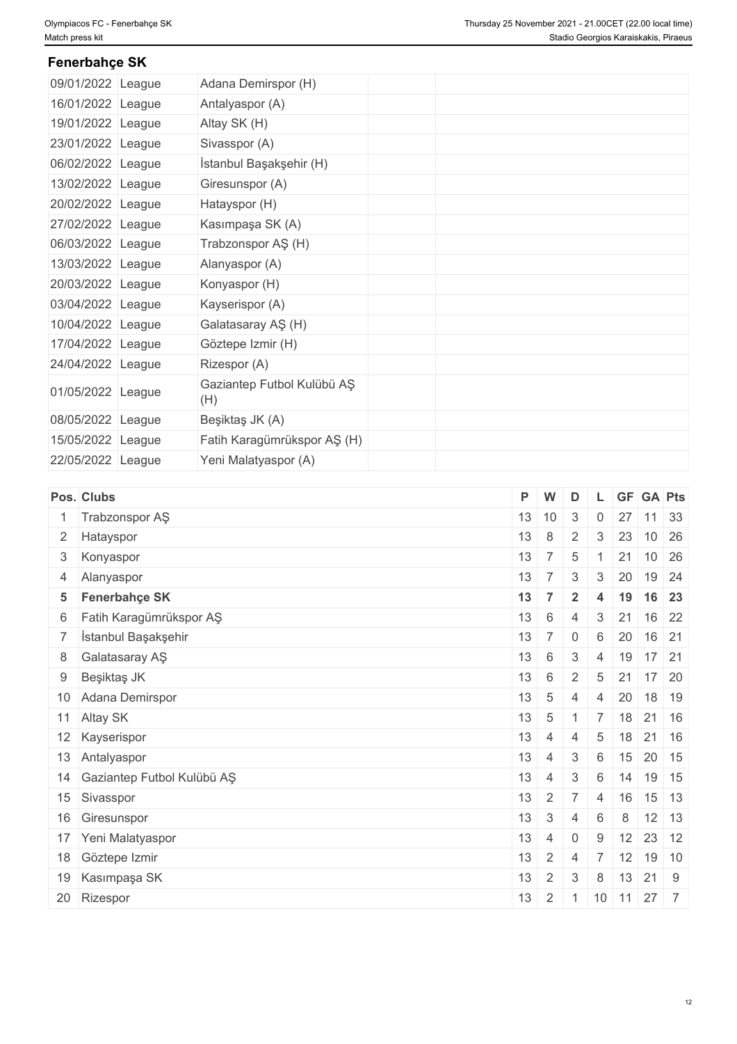## Fenerbahçe SK

| | | | | |
|---|---|---|---|---|
| 09/01/2022 | League | Adana Demirspor (H) | | |
| 16/01/2022 | League | Antalyaspor (A) | | |
| 19/01/2022 | League | Altay SK (H) | | |
| 23/01/2022 | League | Sivasspor (A) | | |
| 06/02/2022 | League | İstanbul Başakşehir (H) | | |
| 13/02/2022 | League | Giresunspor (A) | | |
| 20/02/2022 | League | Hatayspor (H) | | |
| 27/02/2022 | League | Kasımpaşa SK (A) | | |
| 06/03/2022 | League | Trabzonspor AŞ (H) | | |
| 13/03/2022 | League | Alanyaspor (A) | | |
| 20/03/2022 | League | Konyaspor (H) | | |
| 03/04/2022 | League | Kayserispor (A) | | |
| 10/04/2022 | League | Galatasaray AŞ (H) | | |
| 17/04/2022 | League | Göztepe Izmir (H) | | |
| 24/04/2022 | League | Rizespor (A) | | |
| 01/05/2022 | League | Gaziantep Futbol Kulübü AŞ (H) | | |
| 08/05/2022 | League | Beşiktaş JK (A) | | |
| 15/05/2022 | League | Fatih Karagümrükspor AŞ (H) | | |
| 22/05/2022 | League | Yeni Malatyaspor (A) | | |

| Pos. | Clubs | P | W | D | L | GF | GA | Pts |
|---|---|---|---|---|---|---|---|---|
| 1 | Trabzonspor AŞ | 13 | 10 | 3 | 0 | 27 | 11 | 33 |
| 2 | Hatayspor | 13 | 8 | 2 | 3 | 23 | 10 | 26 |
| 3 | Konyaspor | 13 | 7 | 5 | 1 | 21 | 10 | 26 |
| 4 | Alanyaspor | 13 | 7 | 3 | 3 | 20 | 19 | 24 |
| **5** | **Fenerbahçe SK** | **13** | **7** | **2** | **4** | **19** | **16** | **23** |
| 6 | Fatih Karagümrükspor AŞ | 13 | 6 | 4 | 3 | 21 | 16 | 22 |
| 7 | İstanbul Başakşehir | 13 | 7 | 0 | 6 | 20 | 16 | 21 |
| 8 | Galatasaray AŞ | 13 | 6 | 3 | 4 | 19 | 17 | 21 |
| 9 | Beşiktaş JK | 13 | 6 | 2 | 5 | 21 | 17 | 20 |
| 10 | Adana Demirspor | 13 | 5 | 4 | 4 | 20 | 18 | 19 |
| 11 | Altay SK | 13 | 5 | 1 | 7 | 18 | 21 | 16 |
| 12 | Kayserispor | 13 | 4 | 4 | 5 | 18 | 21 | 16 |
| 13 | Antalyaspor | 13 | 4 | 3 | 6 | 15 | 20 | 15 |
| 14 | Gaziantep Futbol Kulübü AŞ | 13 | 4 | 3 | 6 | 14 | 19 | 15 |
| 15 | Sivasspor | 13 | 2 | 7 | 4 | 16 | 15 | 13 |
| 16 | Giresunspor | 13 | 3 | 4 | 6 | 8 | 12 | 13 |
| 17 | Yeni Malatyaspor | 13 | 4 | 0 | 9 | 12 | 23 | 12 |
| 18 | Göztepe Izmir | 13 | 2 | 4 | 7 | 12 | 19 | 10 |
| 19 | Kasımpaşa SK | 13 | 2 | 3 | 8 | 13 | 21 | 9 |
| 20 | Rizespor | 13 | 2 | 1 | 10 | 11 | 27 | 7 |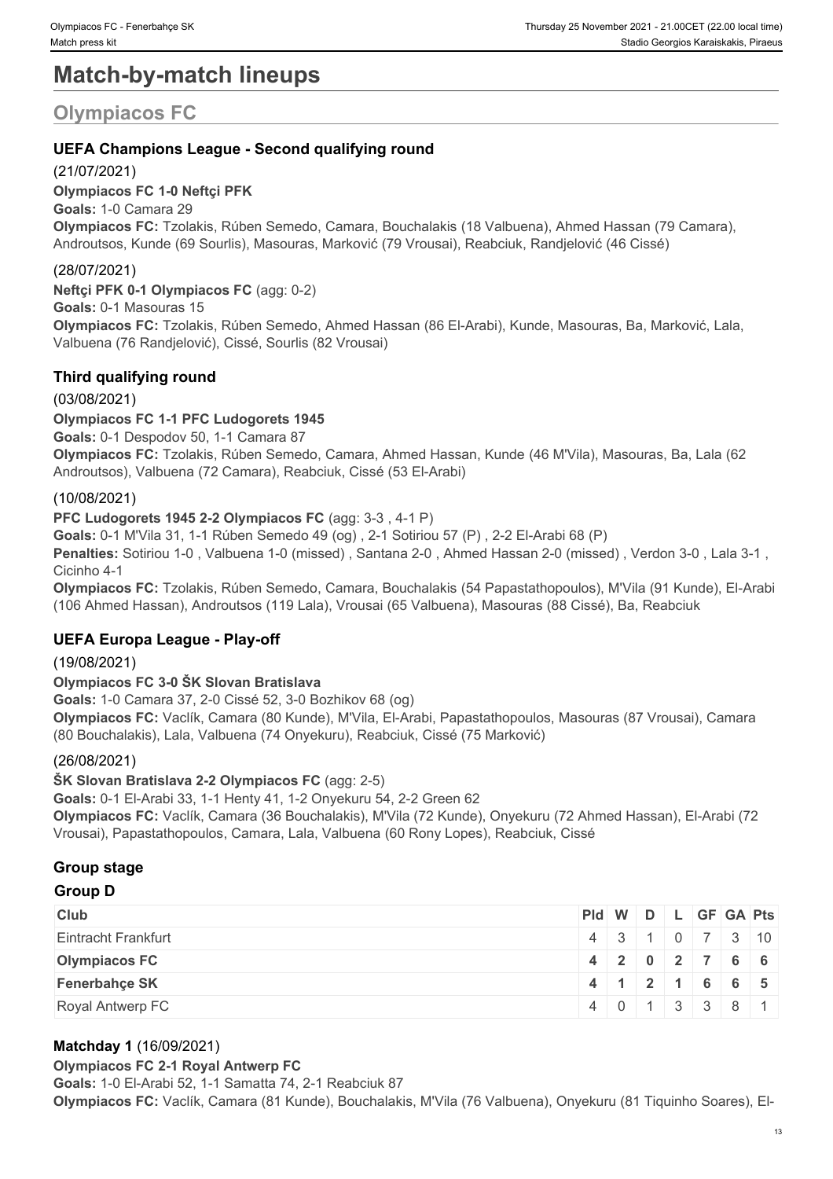# Match-by-match lineups

## Olympiacos FC

### UEFA Champions League - Second qualifying round

(21/07/2021)

**Olympiacos FC 1-0 Neftçi PFK**

**Goals:** 1-0 Camara 29

**Olympiacos FC:** Tzolakis, Rúben Semedo, Camara, Bouchalakis (18 Valbuena), Ahmed Hassan (79 Camara), Androutsos, Kunde (69 Sourlis), Masouras, Marković (79 Vrousai), Reabciuk, Randjelović (46 Cissé)

(28/07/2021)

**Neftçi PFK 0-1 Olympiacos FC** (agg: 0-2)

**Goals:** 0-1 Masouras 15

**Olympiacos FC:** Tzolakis, Rúben Semedo, Ahmed Hassan (86 El-Arabi), Kunde, Masouras, Ba, Marković, Lala, Valbuena (76 Randjelović), Cissé, Sourlis (82 Vrousai)

### Third qualifying round

(03/08/2021)

**Olympiacos FC 1-1 PFC Ludogorets 1945**

**Goals:** 0-1 Despodov 50, 1-1 Camara 87

**Olympiacos FC:** Tzolakis, Rúben Semedo, Camara, Ahmed Hassan, Kunde (46 M'Vila), Masouras, Ba, Lala (62 Androutsos), Valbuena (72 Camara), Reabciuk, Cissé (53 El-Arabi)

(10/08/2021)

**PFC Ludogorets 1945 2-2 Olympiacos FC** (agg: 3-3 , 4-1 P)

**Goals:** 0-1 M'Vila 31, 1-1 Rúben Semedo 49 (og) , 2-1 Sotiriou 57 (P) , 2-2 El-Arabi 68 (P)

**Penalties:** Sotiriou 1-0 , Valbuena 1-0 (missed) , Santana 2-0 , Ahmed Hassan 2-0 (missed) , Verdon 3-0 , Lala 3-1 , Cicinho 4-1

**Olympiacos FC:** Tzolakis, Rúben Semedo, Camara, Bouchalakis (54 Papastathopoulos), M'Vila (91 Kunde), El-Arabi (106 Ahmed Hassan), Androutsos (119 Lala), Vrousai (65 Valbuena), Masouras (88 Cissé), Ba, Reabciuk

### UEFA Europa League - Play-off

(19/08/2021)

**Olympiacos FC 3-0 ŠK Slovan Bratislava**

**Goals:** 1-0 Camara 37, 2-0 Cissé 52, 3-0 Bozhikov 68 (og)

**Olympiacos FC:** Vaclík, Camara (80 Kunde), M'Vila, El-Arabi, Papastathopoulos, Masouras (87 Vrousai), Camara (80 Bouchalakis), Lala, Valbuena (74 Onyekuru), Reabciuk, Cissé (75 Marković)

(26/08/2021)

**ŠK Slovan Bratislava 2-2 Olympiacos FC** (agg: 2-5)

**Goals:** 0-1 El-Arabi 33, 1-1 Henty 41, 1-2 Onyekuru 54, 2-2 Green 62

**Olympiacos FC:** Vaclík, Camara (36 Bouchalakis), M'Vila (72 Kunde), Onyekuru (72 Ahmed Hassan), El-Arabi (72 Vrousai), Papastathopoulos, Camara, Lala, Valbuena (60 Rony Lopes), Reabciuk, Cissé

### Group stage

#### Group D

| Club | Pld | W | D | L | GF | GA | Pts |
|---|---|---|---|---|---|---|---|
| Eintracht Frankfurt | 4 | 3 | 1 | 0 | 7 | 3 | 10 |
| **Olympiacos FC** | **4** | **2** | **0** | **2** | **7** | **6** | **6** |
| **Fenerbahçe SK** | **4** | **1** | **2** | **1** | **6** | **6** | **5** |
| Royal Antwerp FC | 4 | 0 | 1 | 3 | 3 | 8 | 1 |

**Matchday 1** (16/09/2021)

**Olympiacos FC 2-1 Royal Antwerp FC**

**Goals:** 1-0 El-Arabi 52, 1-1 Samatta 74, 2-1 Reabciuk 87

**Olympiacos FC:** Vaclík, Camara (81 Kunde), Bouchalakis, M'Vila (76 Valbuena), Onyekuru (81 Tiquinho Soares), El-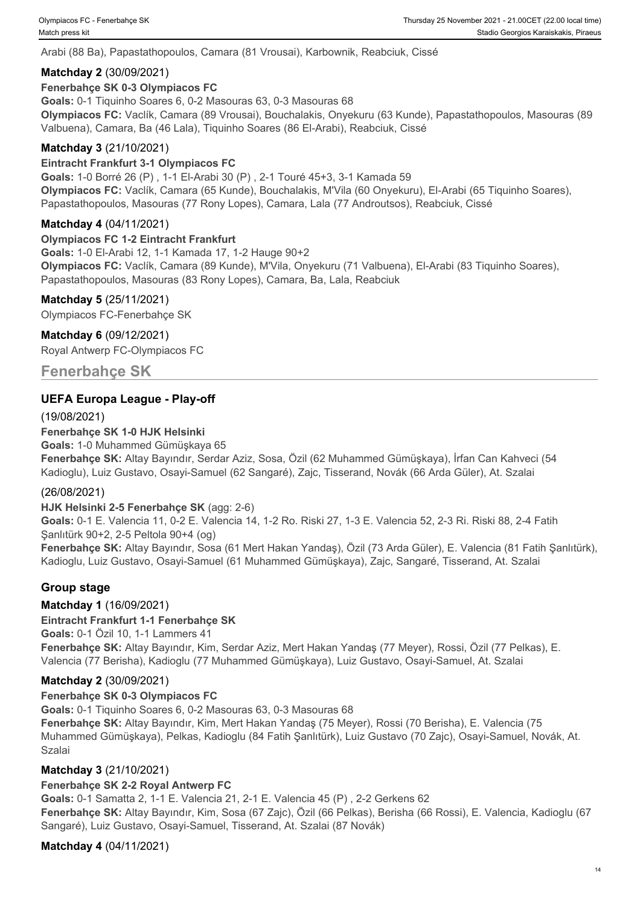Arabi (88 Ba), Papastathopoulos, Camara (81 Vrousai), Karbownik, Reabciuk, Cissé

**Matchday 2** (30/09/2021)

**Fenerbahçe SK 0-3 Olympiacos FC**

**Goals:** 0-1 Tiquinho Soares 6, 0-2 Masouras 63, 0-3 Masouras 68

**Olympiacos FC:** Vaclík, Camara (89 Vrousai), Bouchalakis, Onyekuru (63 Kunde), Papastathopoulos, Masouras (89 Valbuena), Camara, Ba (46 Lala), Tiquinho Soares (86 El-Arabi), Reabciuk, Cissé

**Matchday 3** (21/10/2021)

**Eintracht Frankfurt 3-1 Olympiacos FC**

**Goals:** 1-0 Borré 26 (P) , 1-1 El-Arabi 30 (P) , 2-1 Touré 45+3, 3-1 Kamada 59

**Olympiacos FC:** Vaclík, Camara (65 Kunde), Bouchalakis, M'Vila (60 Onyekuru), El-Arabi (65 Tiquinho Soares), Papastathopoulos, Masouras (77 Rony Lopes), Camara, Lala (77 Androutsos), Reabciuk, Cissé

**Matchday 4** (04/11/2021)

**Olympiacos FC 1-2 Eintracht Frankfurt**

**Goals:** 1-0 El-Arabi 12, 1-1 Kamada 17, 1-2 Hauge 90+2

**Olympiacos FC:** Vaclík, Camara (89 Kunde), M'Vila, Onyekuru (71 Valbuena), El-Arabi (83 Tiquinho Soares), Papastathopoulos, Masouras (83 Rony Lopes), Camara, Ba, Lala, Reabciuk

**Matchday 5** (25/11/2021)

Olympiacos FC-Fenerbahçe SK

**Matchday 6** (09/12/2021)

Royal Antwerp FC-Olympiacos FC

## Fenerbahçe SK

### UEFA Europa League - Play-off

(19/08/2021)

**Fenerbahçe SK 1-0 HJK Helsinki**

**Goals:** 1-0 Muhammed Gümüşkaya 65

**Fenerbahçe SK:** Altay Bayındır, Serdar Aziz, Sosa, Özil (62 Muhammed Gümüşkaya), İrfan Can Kahveci (54 Kadioglu), Luiz Gustavo, Osayi-Samuel (62 Sangaré), Zajc, Tisserand, Novák (66 Arda Güler), At. Szalai

(26/08/2021)

**HJK Helsinki 2-5 Fenerbahçe SK** (agg: 2-6)

**Goals:** 0-1 E. Valencia 11, 0-2 E. Valencia 14, 1-2 Ro. Riski 27, 1-3 E. Valencia 52, 2-3 Ri. Riski 88, 2-4 Fatih Şanlıtürk 90+2, 2-5 Peltola 90+4 (og)

**Fenerbahçe SK:** Altay Bayındır, Sosa (61 Mert Hakan Yandaş), Özil (73 Arda Güler), E. Valencia (81 Fatih Şanlıtürk), Kadioglu, Luiz Gustavo, Osayi-Samuel (61 Muhammed Gümüşkaya), Zajc, Sangaré, Tisserand, At. Szalai

### Group stage

**Matchday 1** (16/09/2021)

**Eintracht Frankfurt 1-1 Fenerbahçe SK**

**Goals:** 0-1 Özil 10, 1-1 Lammers 41

**Fenerbahçe SK:** Altay Bayındır, Kim, Serdar Aziz, Mert Hakan Yandaş (77 Meyer), Rossi, Özil (77 Pelkas), E. Valencia (77 Berisha), Kadioglu (77 Muhammed Gümüşkaya), Luiz Gustavo, Osayi-Samuel, At. Szalai

**Matchday 2** (30/09/2021)

**Fenerbahçe SK 0-3 Olympiacos FC**

**Goals:** 0-1 Tiquinho Soares 6, 0-2 Masouras 63, 0-3 Masouras 68

**Fenerbahçe SK:** Altay Bayındır, Kim, Mert Hakan Yandaş (75 Meyer), Rossi (70 Berisha), E. Valencia (75 Muhammed Gümüşkaya), Pelkas, Kadioglu (84 Fatih Şanlıtürk), Luiz Gustavo (70 Zajc), Osayi-Samuel, Novák, At. Szalai

**Matchday 3** (21/10/2021)

**Fenerbahçe SK 2-2 Royal Antwerp FC**

**Goals:** 0-1 Samatta 2, 1-1 E. Valencia 21, 2-1 E. Valencia 45 (P) , 2-2 Gerkens 62

**Fenerbahçe SK:** Altay Bayındır, Kim, Sosa (67 Zajc), Özil (66 Pelkas), Berisha (66 Rossi), E. Valencia, Kadioglu (67 Sangaré), Luiz Gustavo, Osayi-Samuel, Tisserand, At. Szalai (87 Novák)

**Matchday 4** (04/11/2021)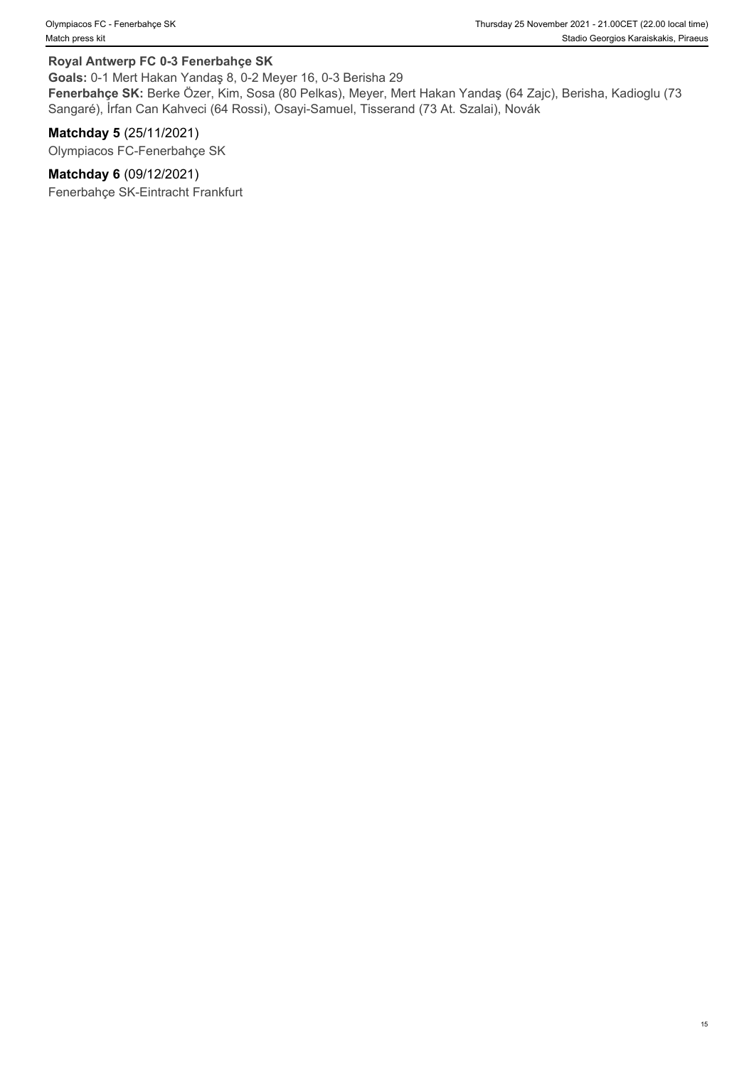**Royal Antwerp FC 0-3 Fenerbahçe SK**

**Goals:** 0-1 Mert Hakan Yandaş 8, 0-2 Meyer 16, 0-3 Berisha 29

**Fenerbahçe SK:** Berke Özer, Kim, Sosa (80 Pelkas), Meyer, Mert Hakan Yandaş (64 Zajc), Berisha, Kadioglu (73 Sangaré), İrfan Can Kahveci (64 Rossi), Osayi-Samuel, Tisserand (73 At. Szalai), Novák

**Matchday 5** (25/11/2021)

Olympiacos FC-Fenerbahçe SK

**Matchday 6** (09/12/2021)

Fenerbahçe SK-Eintracht Frankfurt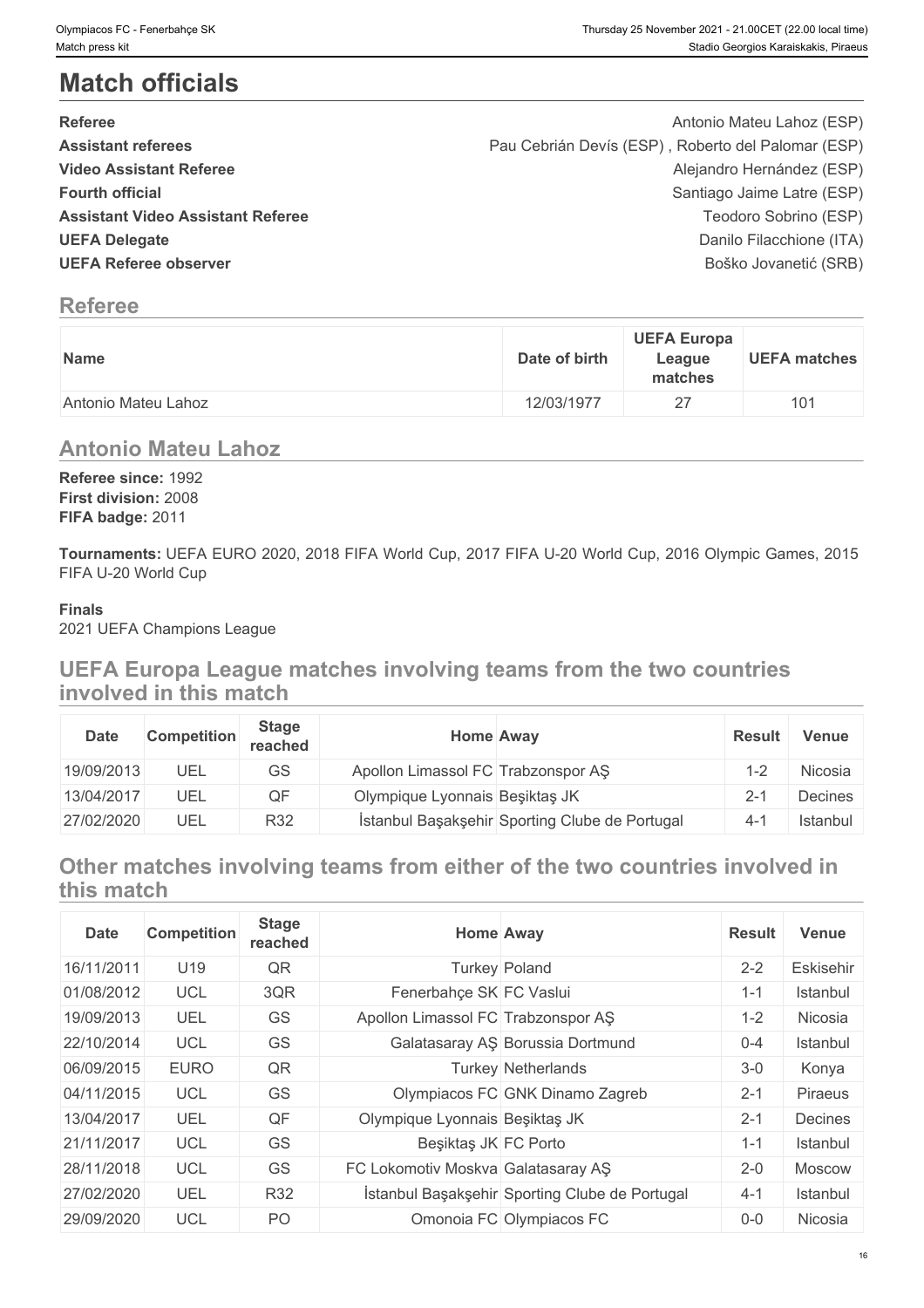# Match officials

| | |
|---|---|
| **Referee** | Antonio Mateu Lahoz (ESP) |
| **Assistant referees** | Pau Cebrián Devís (ESP) , Roberto del Palomar (ESP) |
| **Video Assistant Referee** | Alejandro Hernández (ESP) |
| **Fourth official** | Santiago Jaime Latre (ESP) |
| **Assistant Video Assistant Referee** | Teodoro Sobrino (ESP) |
| **UEFA Delegate** | Danilo Filacchione (ITA) |
| **UEFA Referee observer** | Boško Jovanetić (SRB) |

## Referee

| Name | Date of birth | UEFA Europa League matches | UEFA matches |
|---|---|---|---|
| Antonio Mateu Lahoz | 12/03/1977 | 27 | 101 |

## Antonio Mateu Lahoz

**Referee since:** 1992
**First division:** 2008
**FIFA badge:** 2011

**Tournaments:** UEFA EURO 2020, 2018 FIFA World Cup, 2017 FIFA U-20 World Cup, 2016 Olympic Games, 2015 FIFA U-20 World Cup

**Finals**
2021 UEFA Champions League

## UEFA Europa League matches involving teams from the two countries involved in this match

| Date | Competition | Stage reached | Home | Away | Result | Venue |
|---|---|---|---|---|---|---|
| 19/09/2013 | UEL | GS | Apollon Limassol FC | Trabzonspor AŞ | 1-2 | Nicosia |
| 13/04/2017 | UEL | QF | Olympique Lyonnais | Beşiktaş JK | 2-1 | Decines |
| 27/02/2020 | UEL | R32 | İstanbul Başakşehir | Sporting Clube de Portugal | 4-1 | Istanbul |

## Other matches involving teams from either of the two countries involved in this match

| Date | Competition | Stage reached | Home | Away | Result | Venue |
|---|---|---|---|---|---|---|
| 16/11/2011 | U19 | QR | Turkey | Poland | 2-2 | Eskisehir |
| 01/08/2012 | UCL | 3QR | Fenerbahçe SK | FC Vaslui | 1-1 | Istanbul |
| 19/09/2013 | UEL | GS | Apollon Limassol FC | Trabzonspor AŞ | 1-2 | Nicosia |
| 22/10/2014 | UCL | GS | Galatasaray AŞ | Borussia Dortmund | 0-4 | Istanbul |
| 06/09/2015 | EURO | QR | Turkey | Netherlands | 3-0 | Konya |
| 04/11/2015 | UCL | GS | Olympiacos FC | GNK Dinamo Zagreb | 2-1 | Piraeus |
| 13/04/2017 | UEL | QF | Olympique Lyonnais | Beşiktaş JK | 2-1 | Decines |
| 21/11/2017 | UCL | GS | Beşiktaş JK | FC Porto | 1-1 | Istanbul |
| 28/11/2018 | UCL | GS | FC Lokomotiv Moskva | Galatasaray AŞ | 2-0 | Moscow |
| 27/02/2020 | UEL | R32 | İstanbul Başakşehir | Sporting Clube de Portugal | 4-1 | Istanbul |
| 29/09/2020 | UCL | PO | Omonoia FC | Olympiacos FC | 0-0 | Nicosia |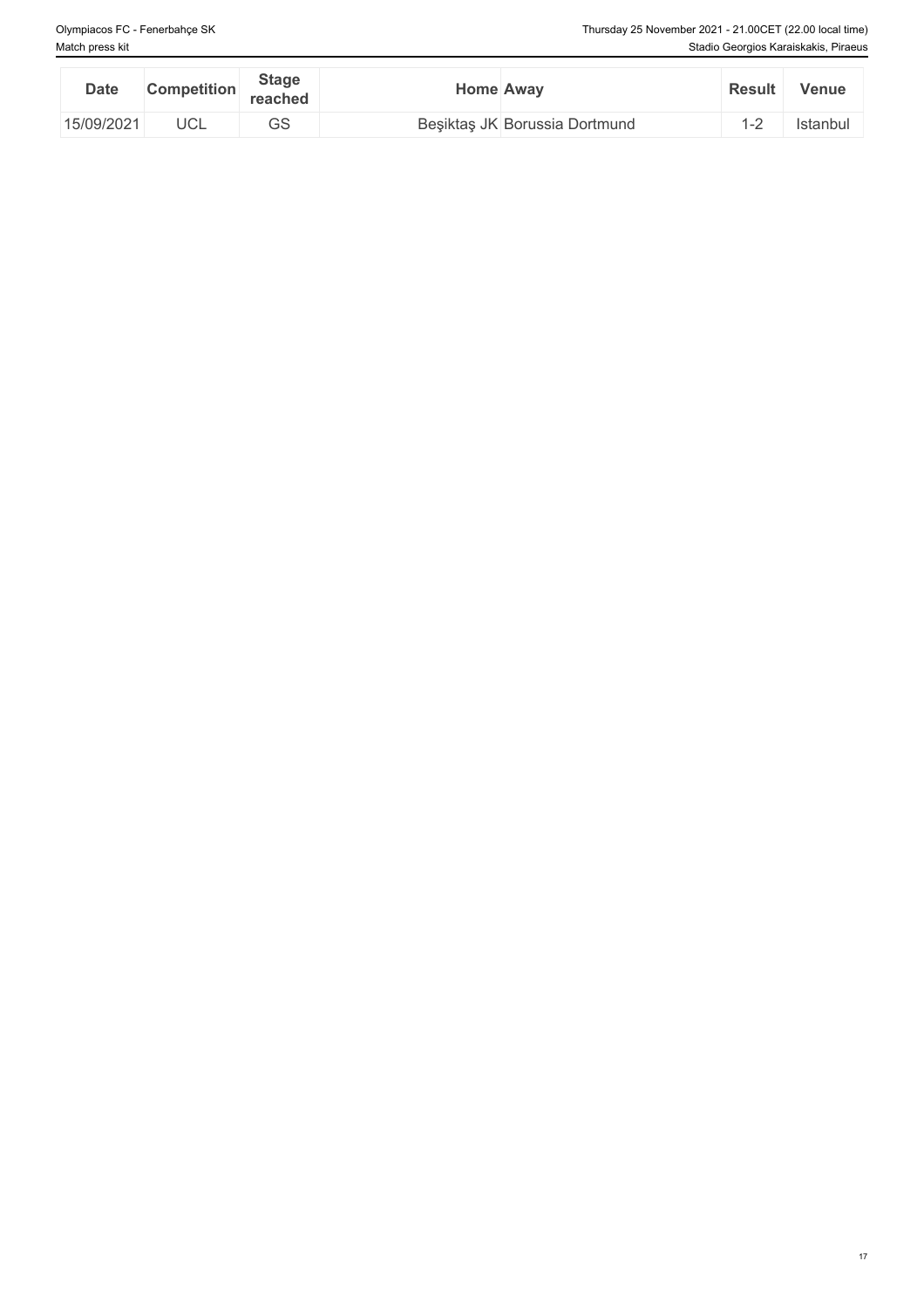| Date | Competition | Stage reached | Home | Away | Result | Venue |
|---|---|---|---|---|---|---|
| 15/09/2021 | UCL | GS | Beşiktaş JK | Borussia Dortmund | 1-2 | Istanbul |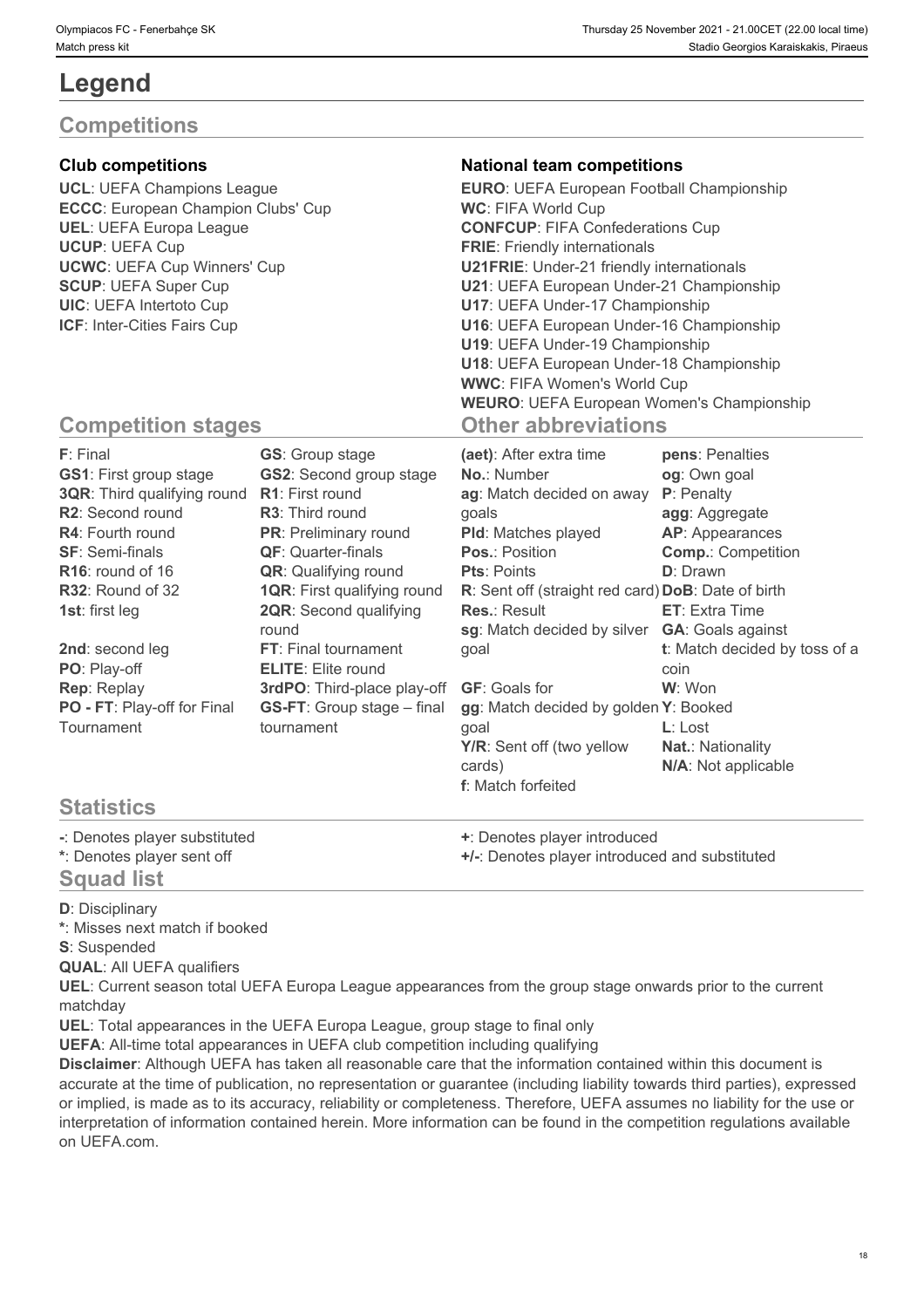# Legend

## Competitions

### Club competitions

**UCL**: UEFA Champions League
**ECCC**: European Champion Clubs' Cup
**UEL**: UEFA Europa League
**UCUP**: UEFA Cup
**UCWC**: UEFA Cup Winners' Cup
**SCUP**: UEFA Super Cup
**UIC**: UEFA Intertoto Cup
**ICF**: Inter-Cities Fairs Cup

### National team competitions

**EURO**: UEFA European Football Championship
**WC**: FIFA World Cup
**CONFCUP**: FIFA Confederations Cup
**FRIE**: Friendly internationals
**U21FRIE**: Under-21 friendly internationals
**U21**: UEFA European Under-21 Championship
**U17**: UEFA Under-17 Championship
**U16**: UEFA European Under-16 Championship
**U19**: UEFA Under-19 Championship
**U18**: UEFA European Under-18 Championship
**WWC**: FIFA Women's World Cup
**WEURO**: UEFA European Women's Championship

## Competition stages

**F**: Final
**GS1**: First group stage
**3QR**: Third qualifying round
**R2**: Second round
**R4**: Fourth round
**SF**: Semi-finals
**R16**: round of 16
**R32**: Round of 32
**1st**: first leg
**2nd**: second leg
**PO**: Play-off
**Rep**: Replay
**PO - FT**: Play-off for Final Tournament
**GS**: Group stage
**GS2**: Second group stage
**R1**: First round
**R3**: Third round
**PR**: Preliminary round
**QF**: Quarter-finals
**QR**: Qualifying round
**1QR**: First qualifying round
**2QR**: Second qualifying round
**FT**: Final tournament
**ELITE**: Elite round
**3rdPO**: Third-place play-off
**GS-FT**: Group stage – final tournament

## Other abbreviations

**(aet)**: After extra time
**No.**: Number
**ag**: Match decided on away goals
**Pld**: Matches played
**Pos.**: Position
**Pts**: Points
**R**: Sent off (straight red card)
**Res.**: Result
**sg**: Match decided by silver goal
**GF**: Goals for
**gg**: Match decided by golden goal
**Y/R**: Sent off (two yellow cards)
**f**: Match forfeited
**pens**: Penalties
**og**: Own goal
**P**: Penalty
**agg**: Aggregate
**AP**: Appearances
**Comp.**: Competition
**D**: Drawn
**DoB**: Date of birth
**ET**: Extra Time
**GA**: Goals against
**t**: Match decided by toss of a coin
**W**: Won
**Y**: Booked
**L**: Lost
**Nat.**: Nationality
**N/A**: Not applicable

## Statistics

**-**: Denotes player substituted
**\***: Denotes player sent off
**+**: Denotes player introduced
**+/-**: Denotes player introduced and substituted

## Squad list

**D**: Disciplinary
**\***: Misses next match if booked
**S**: Suspended
**QUAL**: All UEFA qualifiers
**UEL**: Current season total UEFA Europa League appearances from the group stage onwards prior to the current matchday
**UEL**: Total appearances in the UEFA Europa League, group stage to final only
**UEFA**: All-time total appearances in UEFA club competition including qualifying
**Disclaimer**: Although UEFA has taken all reasonable care that the information contained within this document is accurate at the time of publication, no representation or guarantee (including liability towards third parties), expressed or implied, is made as to its accuracy, reliability or completeness. Therefore, UEFA assumes no liability for the use or interpretation of information contained herein. More information can be found in the competition regulations available on UEFA.com.